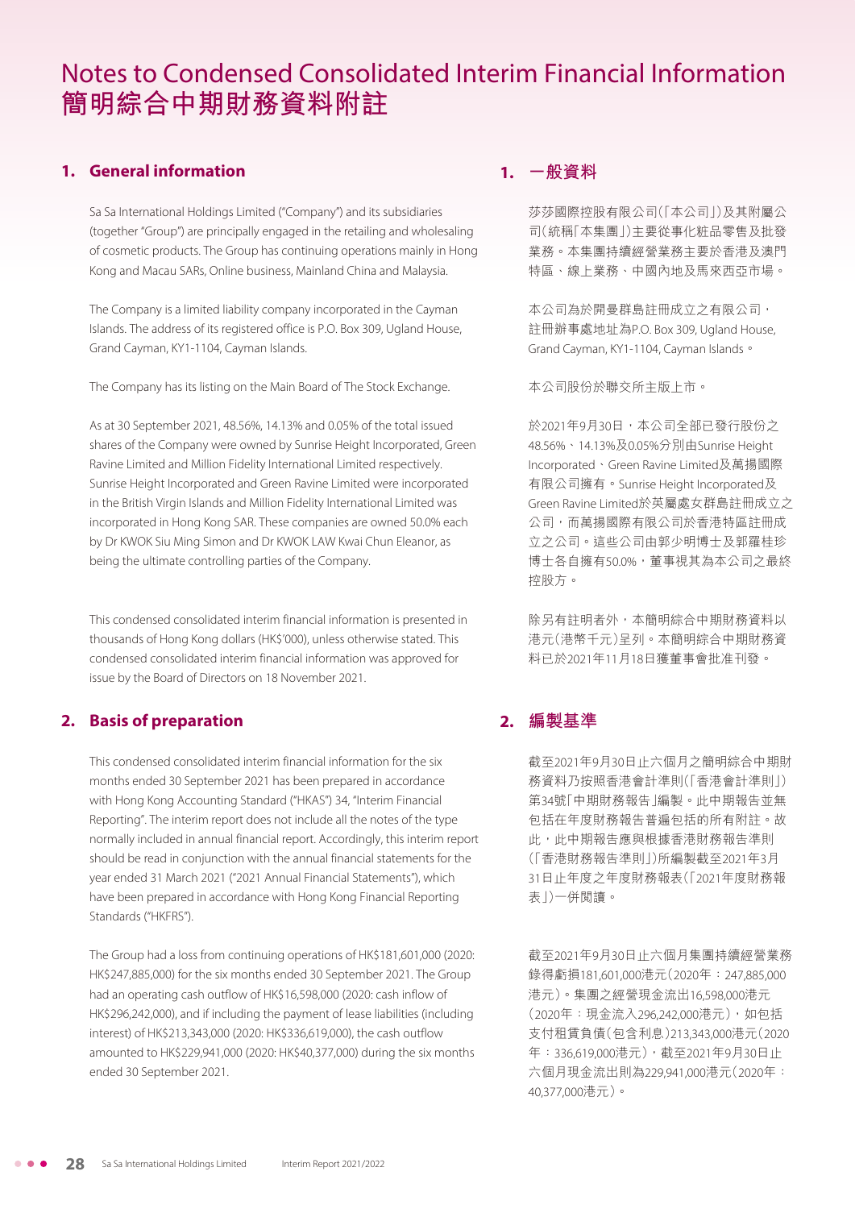# Notes to Condensed Consolidated Interim Financial Information
# 簡明綜合中期財務資料附註

## 1. General information

Sa Sa International Holdings Limited ("Company") and its subsidiaries (together "Group") are principally engaged in the retailing and wholesaling of cosmetic products. The Group has continuing operations mainly in Hong Kong and Macau SARs, Online business, Mainland China and Malaysia.

The Company is a limited liability company incorporated in the Cayman Islands. The address of its registered office is P.O. Box 309, Ugland House, Grand Cayman, KY1-1104, Cayman Islands.

The Company has its listing on the Main Board of The Stock Exchange.

As at 30 September 2021, 48.56%, 14.13% and 0.05% of the total issued shares of the Company were owned by Sunrise Height Incorporated, Green Ravine Limited and Million Fidelity International Limited respectively. Sunrise Height Incorporated and Green Ravine Limited were incorporated in the British Virgin Islands and Million Fidelity International Limited was incorporated in Hong Kong SAR. These companies are owned 50.0% each by Dr KWOK Siu Ming Simon and Dr KWOK LAW Kwai Chun Eleanor, as being the ultimate controlling parties of the Company.

This condensed consolidated interim financial information is presented in thousands of Hong Kong dollars (HK$'000), unless otherwise stated. This condensed consolidated interim financial information was approved for issue by the Board of Directors on 18 November 2021.

## 1. 一般資料

莎莎國際控股有限公司(「本公司」)及其附屬公司(統稱「本集團」)主要從事化粧品零售及批發業務。本集團持續經營業務主要於香港及澳門特區、線上業務、中國內地及馬來西亞市場。

本公司為於開曼群島註冊成立之有限公司，註冊辦事處地址為P.O. Box 309, Ugland House, Grand Cayman, KY1-1104, Cayman Islands。

本公司股份於聯交所主版上市。

於2021年9月30日，本公司全部已發行股份之48.56%、14.13%及0.05%分別由Sunrise Height Incorporated、Green Ravine Limited及萬揚國際有限公司擁有。Sunrise Height Incorporated及Green Ravine Limited於英屬處女群島註冊成立之公司，而萬揚國際有限公司於香港特區註冊成立之公司。這些公司由郭少明博士及郭羅桂珍博士各自擁有50.0%，董事視其為本公司之最終控股方。

除另有註明者外，本簡明綜合中期財務資料以港元(港幣千元)呈列。本簡明綜合中期財務資料已於2021年11月18日獲董事會批准刊發。

## 2. Basis of preparation

This condensed consolidated interim financial information for the six months ended 30 September 2021 has been prepared in accordance with Hong Kong Accounting Standard ("HKAS") 34, "Interim Financial Reporting". The interim report does not include all the notes of the type normally included in annual financial report. Accordingly, this interim report should be read in conjunction with the annual financial statements for the year ended 31 March 2021 ("2021 Annual Financial Statements"), which have been prepared in accordance with Hong Kong Financial Reporting Standards ("HKFRS").

The Group had a loss from continuing operations of HK$181,601,000 (2020: HK$247,885,000) for the six months ended 30 September 2021. The Group had an operating cash outflow of HK$16,598,000 (2020: cash inflow of HK$296,242,000), and if including the payment of lease liabilities (including interest) of HK$213,343,000 (2020: HK$336,619,000), the cash outflow amounted to HK$229,941,000 (2020: HK$40,377,000) during the six months ended 30 September 2021.

## 2. 編製基準

截至2021年9月30日止六個月之簡明綜合中期財務資料乃按照香港會計準則(「香港會計準則」)第34號「中期財務報告」編製。此中期報告並無包括在年度財務報告普遍包括的所有附註。故此，此中期報告應與根據香港財務報告準則(「香港財務報告準則」)所編製截至2021年3月31日止年度之年度財務報表(「2021年度財務報表」)一併閱讀。

截至2021年9月30日止六個月集團持續經營業務錄得虧損181,601,000港元(2020年：247,885,000港元)。集團之經營現金流出16,598,000港元(2020年：現金流入296,242,000港元)，如包括支付租賃負債(包含利息)213,343,000港元(2020年：336,619,000港元)，截至2021年9月30日止六個月現金流出則為229,941,000港元(2020年：40,377,000港元)。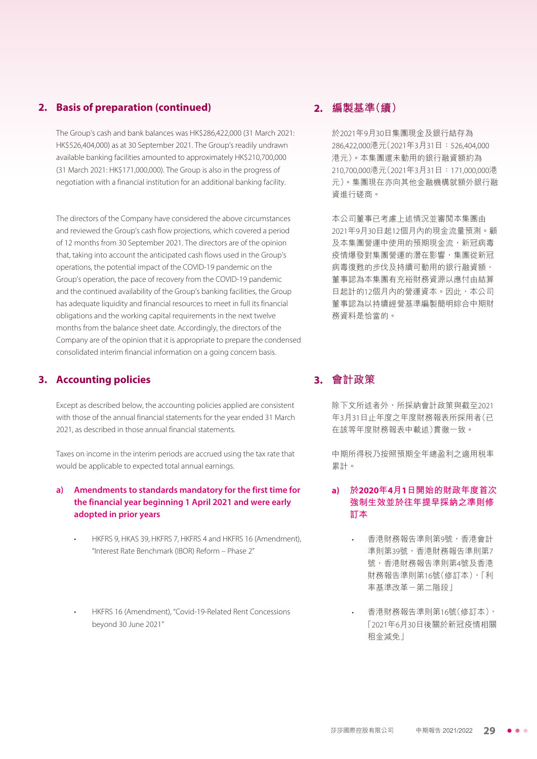## 2. Basis of preparation (continued)

The Group's cash and bank balances was HK$286,422,000 (31 March 2021: HK$526,404,000) as at 30 September 2021. The Group's readily undrawn available banking facilities amounted to approximately HK$210,700,000 (31 March 2021: HK$171,000,000). The Group is also in the progress of negotiation with a financial institution for an additional banking facility.

The directors of the Company have considered the above circumstances and reviewed the Group's cash flow projections, which covered a period of 12 months from 30 September 2021. The directors are of the opinion that, taking into account the anticipated cash flows used in the Group's operations, the potential impact of the COVID-19 pandemic on the Group's operation, the pace of recovery from the COVID-19 pandemic and the continued availability of the Group's banking facilities, the Group has adequate liquidity and financial resources to meet in full its financial obligations and the working capital requirements in the next twelve months from the balance sheet date. Accordingly, the directors of the Company are of the opinion that it is appropriate to prepare the condensed consolidated interim financial information on a going concern basis.

## 2. 編製基準（續）

於2021年9月30日集團現金及銀行結存為286,422,000港元（2021年3月31日：526,404,000港元）。本集團還未動用的銀行融資額約為210,700,000港元（2021年3月31日：171,000,000港元）。集團現在亦向其他金融機構就額外銀行融資進行磋商。

本公司董事已考慮上述情況並審閱本集團由2021年9月30日起12個月內的現金流量預測。顧及本集團營運中使用的預期現金流，新冠病毒疫情爆發對集團營運的潛在影響，集團從新冠病毒復甦的步伐及持續可動用的銀行融資額，董事認為本集團有充裕財務資源以應付由結算日起計的12個月內的營運資本。因此，本公司董事認為以持續經營基準編製簡明綜合中期財務資料是恰當的。

## 3. Accounting policies

Except as described below, the accounting policies applied are consistent with those of the annual financial statements for the year ended 31 March 2021, as described in those annual financial statements.

Taxes on income in the interim periods are accrued using the tax rate that would be applicable to expected total annual earnings.

### a) Amendments to standards mandatory for the first time for the financial year beginning 1 April 2021 and were early adopted in prior years

- HKFRS 9, HKAS 39, HKFRS 7, HKFRS 4 and HKFRS 16 (Amendment), "Interest Rate Benchmark (IBOR) Reform – Phase 2"
- HKFRS 16 (Amendment), "Covid-19-Related Rent Concessions beyond 30 June 2021"

## 3. 會計政策

除下文所述者外，所採納會計政策與截至2021年3月31日止年度之年度財務報表所採用者（已在該等年度財務報表中載述）貫徹一致。

中期所得稅乃按照預期全年總盈利之適用稅率累計。

### a) 於2020年4月1日開始的財政年度首次強制生效並於往年提早採納之準則修訂本

- 香港財務報告準則第9號，香港會計準則第39號，香港財務報告準則第7號，香港財務報告準則第4號及香港財務報告準則第16號（修訂本），「利率基準改革－第二階段」
- 香港財務報告準則第16號（修訂本），「2021年6月30日後關於新冠疫情相關租金減免」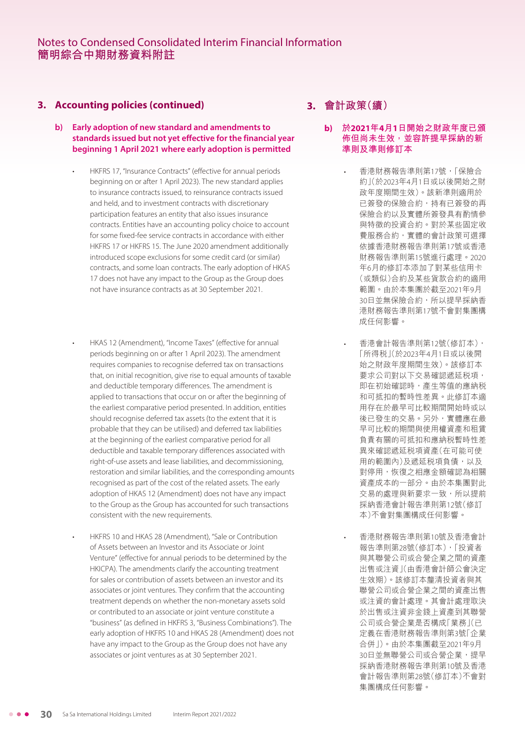## 3. Accounting policies (continued)

### b) Early adoption of new standard and amendments to standards issued but not yet effective for the financial year beginning 1 April 2021 where early adoption is permitted

- HKFRS 17, "Insurance Contracts" (effective for annual periods beginning on or after 1 April 2023). The new standard applies to insurance contracts issued, to reinsurance contracts issued and held, and to investment contracts with discretionary participation features an entity that also issues insurance contracts. Entities have an accounting policy choice to account for some fixed-fee service contracts in accordance with either HKFRS 17 or HKFRS 15. The June 2020 amendment additionally introduced scope exclusions for some credit card (or similar) contracts, and some loan contracts. The early adoption of HKAS 17 does not have any impact to the Group as the Group does not have insurance contracts as at 30 September 2021.

- HKAS 12 (Amendment), "Income Taxes" (effective for annual periods beginning on or after 1 April 2023). The amendment requires companies to recognise deferred tax on transactions that, on initial recognition, give rise to equal amounts of taxable and deductible temporary differences. The amendment is applied to transactions that occur on or after the beginning of the earliest comparative period presented. In addition, entities should recognise deferred tax assets (to the extent that it is probable that they can be utilised) and deferred tax liabilities at the beginning of the earliest comparative period for all deductible and taxable temporary differences associated with right-of-use assets and lease liabilities, and decommissioning, restoration and similar liabilities, and the corresponding amounts recognised as part of the cost of the related assets. The early adoption of HKAS 12 (Amendment) does not have any impact to the Group as the Group has accounted for such transactions consistent with the new requirements.

- HKFRS 10 and HKAS 28 (Amendment), "Sale or Contribution of Assets between an Investor and its Associate or Joint Venture" (effective for annual periods to be determined by the HKICPA). The amendments clarify the accounting treatment for sales or contribution of assets between an investor and its associates or joint ventures. They confirm that the accounting treatment depends on whether the non-monetary assets sold or contributed to an associate or joint venture constitute a "business" (as defined in HKFRS 3, "Business Combinations"). The early adoption of HKFRS 10 and HKAS 28 (Amendment) does not have any impact to the Group as the Group does not have any associates or joint ventures as at 30 September 2021.

## 3. 會計政策(續)

### b) 於2021年4月1日開始之財政年度已頒佈但尚未生效，並容許提早採納的新準則及準則修訂本

- 香港財務報告準則第17號，「保險合約」(於2023年4月1日或以後開始之財政年度期間生效)。該新準則適用於已簽發的保險合約，持有已簽發的再保險合約以及實體所簽發具有酌情參與特徵的投資合約。對於某些固定收費服務合約，實體的會計政策可選擇依據香港財務報告準則第17號或香港財務報告準則第15號進行處理。2020年6月的修訂本添加了對某些信用卡(或類似)合約及某些貸款合約的適用範圍。由於本集團於截至2021年9月30日並無保險合約，所以提早採納香港財務報告準則第17號不會對集團構成任何影響。

- 香港會計報告準則第12號(修訂本)，「所得稅」(於2023年4月1日或以後開始之財政年度期間生效)。該修訂本要求公司對以下交易確認遞延稅項，即在初始確認時，產生等值的應納稅和可抵扣的暫時性差異。此修訂本適用存在於最早可比較期間開始時或以後已發生的交易。另外，實體應在最早可比較的期間與使用權資產和租賃負責有關的可抵扣和應納税暫時性差異來確認遞延稅項資產(在可能可使用的範圍內)及遞延稅項負債，以及對停用，恢復之相應金額確認為相關資產成本的一部分。由於本集團對此交易的處理與新要求一致，所以提前採納香港會計報告準則第12號(修訂本)不會對集團構成任何影響。

- 香港財務報告準則第10號及香港會計報告準則第28號(修訂本)，「投資者與其聯營公司或合營企業之間的資產出售或注資」(由香港會計師公會決定生效期)。該修訂本釐清投資者與其聯營公司或合營企業之間的資產出售或注資的會計處理。其會計處理取決於出售或注資非金錢上資產到其聯營公司或合營企業是否構成「業務」(已定義在香港財務報告準則第3號「企業合併」)。由於本集團截至2021年9月30日並無聯營公司或合營企業，提早採納香港財務報告準則第10號及香港會計報告準則第28號(修訂本)不會對集團構成任何影響。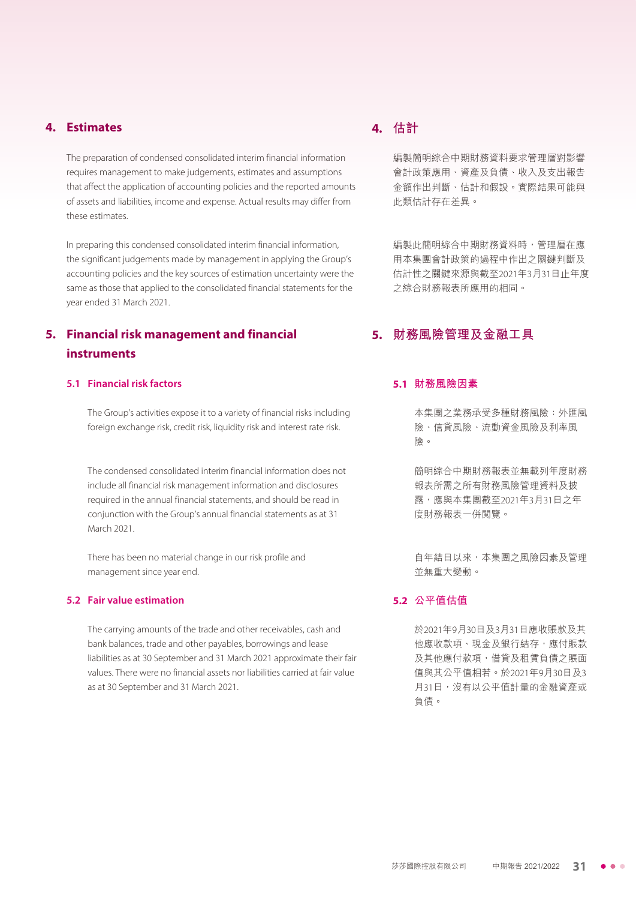## 4. Estimates

The preparation of condensed consolidated interim financial information requires management to make judgements, estimates and assumptions that affect the application of accounting policies and the reported amounts of assets and liabilities, income and expense. Actual results may differ from these estimates.

In preparing this condensed consolidated interim financial information, the significant judgements made by management in applying the Group's accounting policies and the key sources of estimation uncertainty were the same as those that applied to the consolidated financial statements for the year ended 31 March 2021.

## 4. 估計

編製簡明綜合中期財務資料要求管理層對影響會計政策應用、資產及負債、收入及支出報告金額作出判斷、估計和假設。實際結果可能與此類估計存在差異。

編製此簡明綜合中期財務資料時，管理層在應用本集團會計政策的過程中作出之關鍵判斷及估計性之關鍵來源與截至2021年3月31日止年度之綜合財務報表所應用的相同。

## 5. Financial risk management and financial instruments

### 5.1 Financial risk factors

The Group's activities expose it to a variety of financial risks including foreign exchange risk, credit risk, liquidity risk and interest rate risk.

The condensed consolidated interim financial information does not include all financial risk management information and disclosures required in the annual financial statements, and should be read in conjunction with the Group's annual financial statements as at 31 March 2021.

There has been no material change in our risk profile and management since year end.

### 5.2 Fair value estimation

The carrying amounts of the trade and other receivables, cash and bank balances, trade and other payables, borrowings and lease liabilities as at 30 September and 31 March 2021 approximate their fair values. There were no financial assets nor liabilities carried at fair value as at 30 September and 31 March 2021.

## 5. 財務風險管理及金融工具

### 5.1 財務風險因素

本集團之業務承受多種財務風險：外匯風險、信貸風險、流動資金風險及利率風險。

簡明綜合中期財務報表並無載列年度財務報表所需之所有財務風險管理資料及披露，應與本集團截至2021年3月31日之年度財務報表一併閱覽。

自年結日以來，本集團之風險因素及管理並無重大變動。

### 5.2 公平值估值

於2021年9月30日及3月31日應收賬款及其他應收款項、現金及銀行結存，應付賬款及其他應付款項，借貸及租賃負債之賬面值與其公平值相若。於2021年9月30日及3月31日，沒有以公平值計量的金融資產或負債。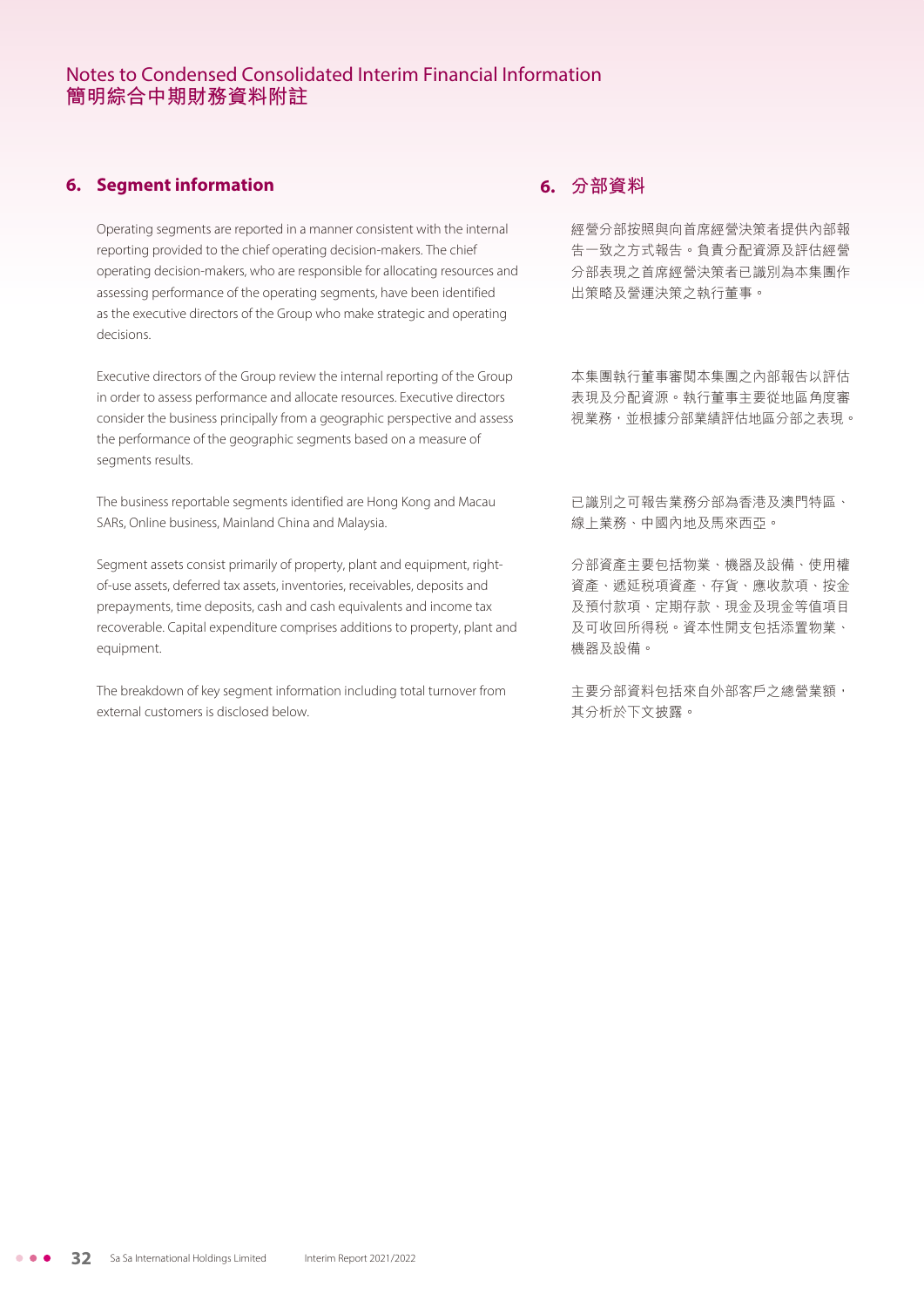## 6. Segment information

Operating segments are reported in a manner consistent with the internal reporting provided to the chief operating decision-makers. The chief operating decision-makers, who are responsible for allocating resources and assessing performance of the operating segments, have been identified as the executive directors of the Group who make strategic and operating decisions.

Executive directors of the Group review the internal reporting of the Group in order to assess performance and allocate resources. Executive directors consider the business principally from a geographic perspective and assess the performance of the geographic segments based on a measure of segments results.

The business reportable segments identified are Hong Kong and Macau SARs, Online business, Mainland China and Malaysia.

Segment assets consist primarily of property, plant and equipment, right-of-use assets, deferred tax assets, inventories, receivables, deposits and prepayments, time deposits, cash and cash equivalents and income tax recoverable. Capital expenditure comprises additions to property, plant and equipment.

The breakdown of key segment information including total turnover from external customers is disclosed below.

## 6. 分部資料

經營分部按照與向首席經營決策者提供內部報告一致之方式報告。負責分配資源及評估經營分部表現之首席經營決策者已識別為本集團作出策略及營運決策之執行董事。

本集團執行董事審閱本集團之內部報告以評估表現及分配資源。執行董事主要從地區角度審視業務，並根據分部業績評估地區分部之表現。

已識別之可報告業務分部為香港及澳門特區、線上業務、中國內地及馬來西亞。

分部資產主要包括物業、機器及設備、使用權資產、遞延稅項資產、存貨、應收款項、按金及預付款項、定期存款、現金及現金等值項目及可收回所得稅。資本性開支包括添置物業、機器及設備。

主要分部資料包括來自外部客戶之總營業額，其分析於下文披露。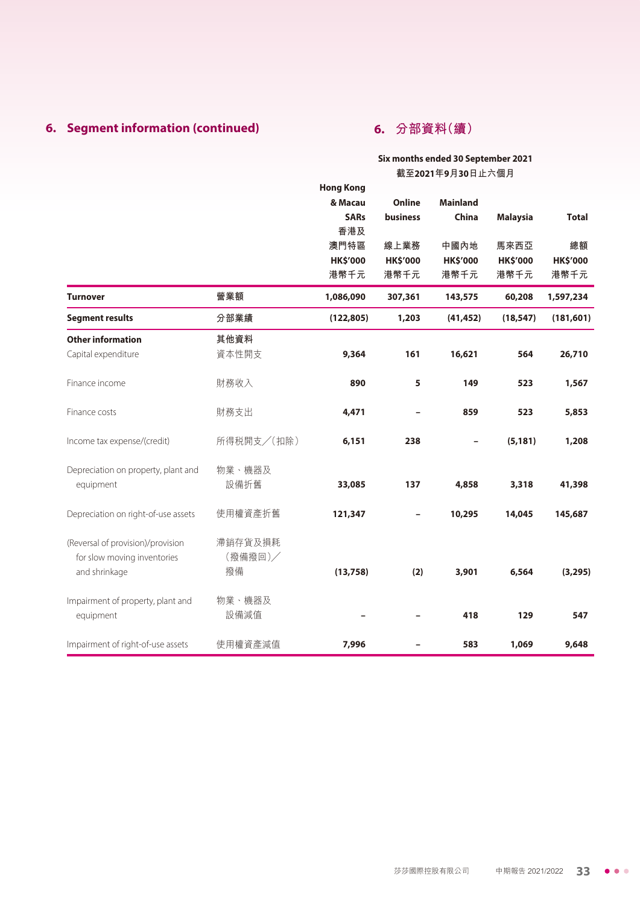## 6. Segment information (continued)

## 6. 分部資料（續）

| | | Six months ended 30 September 2021 截至2021年9月30日止六個月 | | | | |
|---|---|---|---|---|---|---|
| | | Hong Kong & Macau SARs 香港及澳門特區 HK$'000 港幣千元 | Online business 線上業務 HK$'000 港幣千元 | Mainland China 中國內地 HK$'000 港幣千元 | Malaysia 馬來西亞 HK$'000 港幣千元 | Total 總額 HK$'000 港幣千元 |
| **Turnover** | **營業額** | **1,086,090** | **307,361** | **143,575** | **60,208** | **1,597,234** |
| **Segment results** | **分部業績** | **(122,805)** | **1,203** | **(41,452)** | **(18,547)** | **(181,601)** |
| **Other information** | **其他資料** | | | | | |
| Capital expenditure | 資本性開支 | **9,364** | **161** | **16,621** | **564** | **26,710** |
| Finance income | 財務收入 | **890** | **5** | **149** | **523** | **1,567** |
| Finance costs | 財務支出 | **4,471** | **–** | **859** | **523** | **5,853** |
| Income tax expense/(credit) | 所得稅開支╱(扣除) | **6,151** | **238** | **–** | **(5,181)** | **1,208** |
| Depreciation on property, plant and equipment | 物業、機器及設備折舊 | **33,085** | **137** | **4,858** | **3,318** | **41,398** |
| Depreciation on right-of-use assets | 使用權資產折舊 | **121,347** | **–** | **10,295** | **14,045** | **145,687** |
| (Reversal of provision)/provision for slow moving inventories and shrinkage | 滯銷存貨及損耗(撥備撥回)╱撥備 | **(13,758)** | **(2)** | **3,901** | **6,564** | **(3,295)** |
| Impairment of property, plant and equipment | 物業、機器及設備減值 | **–** | **–** | **418** | **129** | **547** |
| Impairment of right-of-use assets | 使用權資產減值 | **7,996** | **–** | **583** | **1,069** | **9,648** |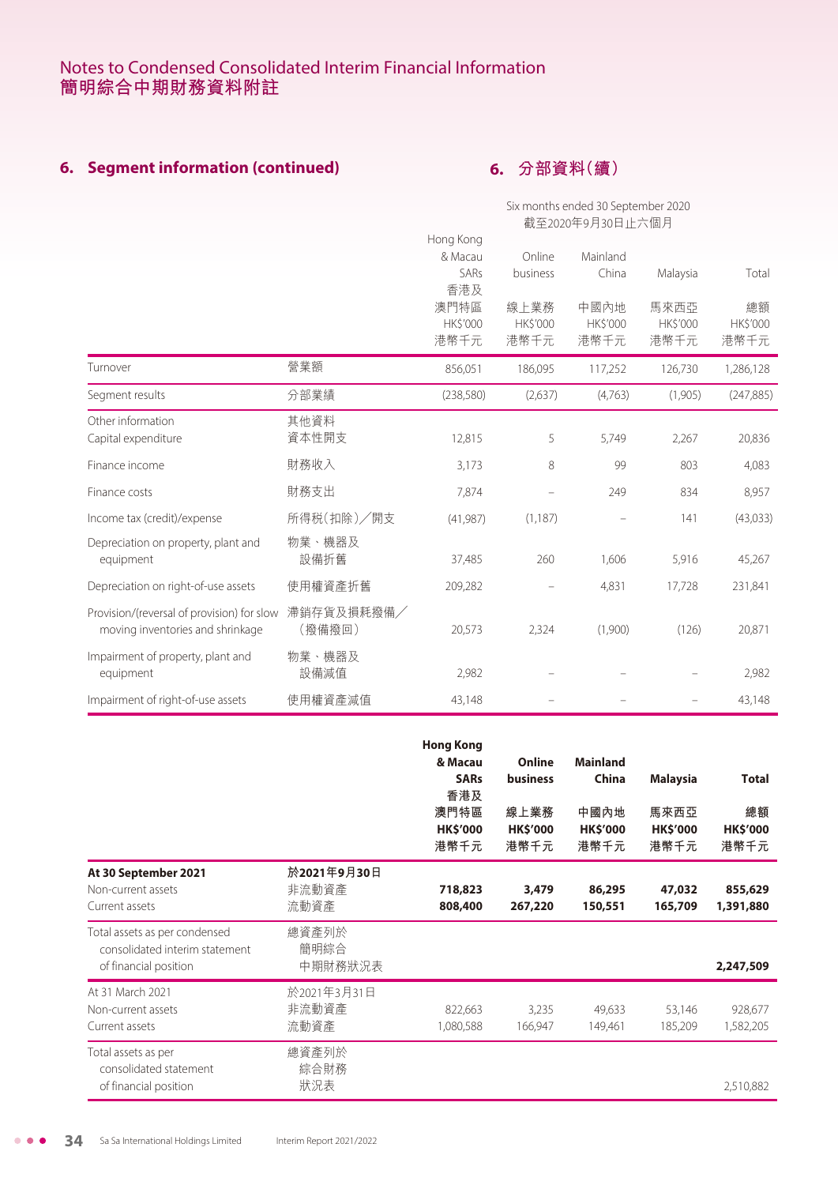## 6. Segment information (continued)

## 6. 分部資料(續)

| | | Six months ended 30 September 2020 截至2020年9月30日止六個月 | | | | |
|---|---|---|---|---|---|---|
| | | Hong Kong & Macau SARs 香港及澳門特區 HK$'000 港幣千元 | Online business 線上業務 HK$'000 港幣千元 | Mainland China 中國內地 HK$'000 港幣千元 | Malaysia 馬來西亞 HK$'000 港幣千元 | Total 總額 HK$'000 港幣千元 |
| Turnover | 營業額 | 856,051 | 186,095 | 117,252 | 126,730 | 1,286,128 |
| Segment results | 分部業績 | (238,580) | (2,637) | (4,763) | (1,905) | (247,885) |
| Other information | 其他資料 | | | | | |
| Capital expenditure | 資本性開支 | 12,815 | 5 | 5,749 | 2,267 | 20,836 |
| Finance income | 財務收入 | 3,173 | 8 | 99 | 803 | 4,083 |
| Finance costs | 財務支出 | 7,874 | – | 249 | 834 | 8,957 |
| Income tax (credit)/expense | 所得稅(扣除)/開支 | (41,987) | (1,187) | – | 141 | (43,033) |
| Depreciation on property, plant and equipment | 物業、機器及設備折舊 | 37,485 | 260 | 1,606 | 5,916 | 45,267 |
| Depreciation on right-of-use assets | 使用權資產折舊 | 209,282 | – | 4,831 | 17,728 | 231,841 |
| Provision/(reversal of provision) for slow moving inventories and shrinkage | 滯銷存貨及損耗撥備/(撥備撥回) | 20,573 | 2,324 | (1,900) | (126) | 20,871 |
| Impairment of property, plant and equipment | 物業、機器及設備減值 | 2,982 | – | – | – | 2,982 |
| Impairment of right-of-use assets | 使用權資產減值 | 43,148 | – | – | – | 43,148 |

| | | **Hong Kong & Macau SARs 香港及澳門特區 HK$'000 港幣千元** | **Online business 線上業務 HK$'000 港幣千元** | **Mainland China 中國內地 HK$'000 港幣千元** | **Malaysia 馬來西亞 HK$'000 港幣千元** | **Total 總額 HK$'000 港幣千元** |
|---|---|---|---|---|---|---|
| **At 30 September 2021** | **於2021年9月30日** | | | | | |
| Non-current assets | 非流動資產 | **718,823** | **3,479** | **86,295** | **47,032** | **855,629** |
| Current assets | 流動資產 | **808,400** | **267,220** | **150,551** | **165,709** | **1,391,880** |
| Total assets as per condensed consolidated interim statement of financial position | 總資產列於簡明綜合中期財務狀況表 | | | | | **2,247,509** |
| At 31 March 2021 | 於2021年3月31日 | | | | | |
| Non-current assets | 非流動資產 | 822,663 | 3,235 | 49,633 | 53,146 | 928,677 |
| Current assets | 流動資產 | 1,080,588 | 166,947 | 149,461 | 185,209 | 1,582,205 |
| Total assets as per consolidated statement of financial position | 總資產列於綜合財務狀況表 | | | | | 2,510,882 |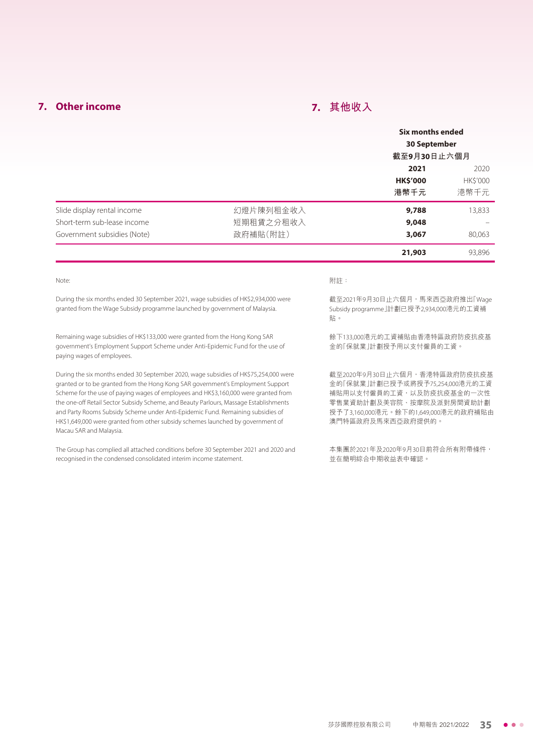## 7. Other income

## 7. 其他收入

| | | Six months ended 30 September 截至9月30日止六個月 | |
|---|---|---|---|
| | | **2021** | 2020 |
| | | **HK$'000** | HK$'000 |
| | | **港幣千元** | 港幣千元 |
| Slide display rental income | 幻燈片陳列租金收入 | **9,788** | 13,833 |
| Short-term sub-lease income | 短期租賃之分租收入 | **9,048** | – |
| Government subsidies (Note) | 政府補貼(附註) | **3,067** | 80,063 |
| | | **21,903** | 93,896 |

Note:

During the six months ended 30 September 2021, wage subsidies of HK$2,934,000 were granted from the Wage Subsidy programme launched by government of Malaysia.

Remaining wage subsidies of HK$133,000 were granted from the Hong Kong SAR government's Employment Support Scheme under Anti-Epidemic Fund for the use of paying wages of employees.

During the six months ended 30 September 2020, wage subsidies of HK$75,254,000 were granted or to be granted from the Hong Kong SAR government's Employment Support Scheme for the use of paying wages of employees and HK$3,160,000 were granted from the one-off Retail Sector Subsidy Scheme, and Beauty Parlours, Massage Establishments and Party Rooms Subsidy Scheme under Anti-Epidemic Fund. Remaining subsidies of HK$1,649,000 were granted from other subsidy schemes launched by government of Macau SAR and Malaysia.

The Group has complied all attached conditions before 30 September 2021 and 2020 and recognised in the condensed consolidated interim income statement.

附註:

截至2021年9月30日止六個月,馬來西亞政府推出「Wage Subsidy programme」計劃已授予2,934,000港元的工資補貼。

餘下133,000港元的工資補貼由香港特區政府防疫抗疫基金的「保就業」計劃授予用以支付僱員的工資。

截至2020年9月30日止六個月,香港特區政府防疫抗疫基金的「保就業」計劃已授予或將授予75,254,000港元的工資補貼用以支付僱員的工資,以及防疫抗疫基金的一次性零售業資助計劃及美容院、按摩院及派對房間資助計劃授予了3,160,000港元。餘下的1,649,000港元的政府補貼由澳門特區政府及馬來西亞政府提供的。

本集團於2021年及2020年9月30日前符合所有附帶條件,並在簡明綜合中期收益表中確認。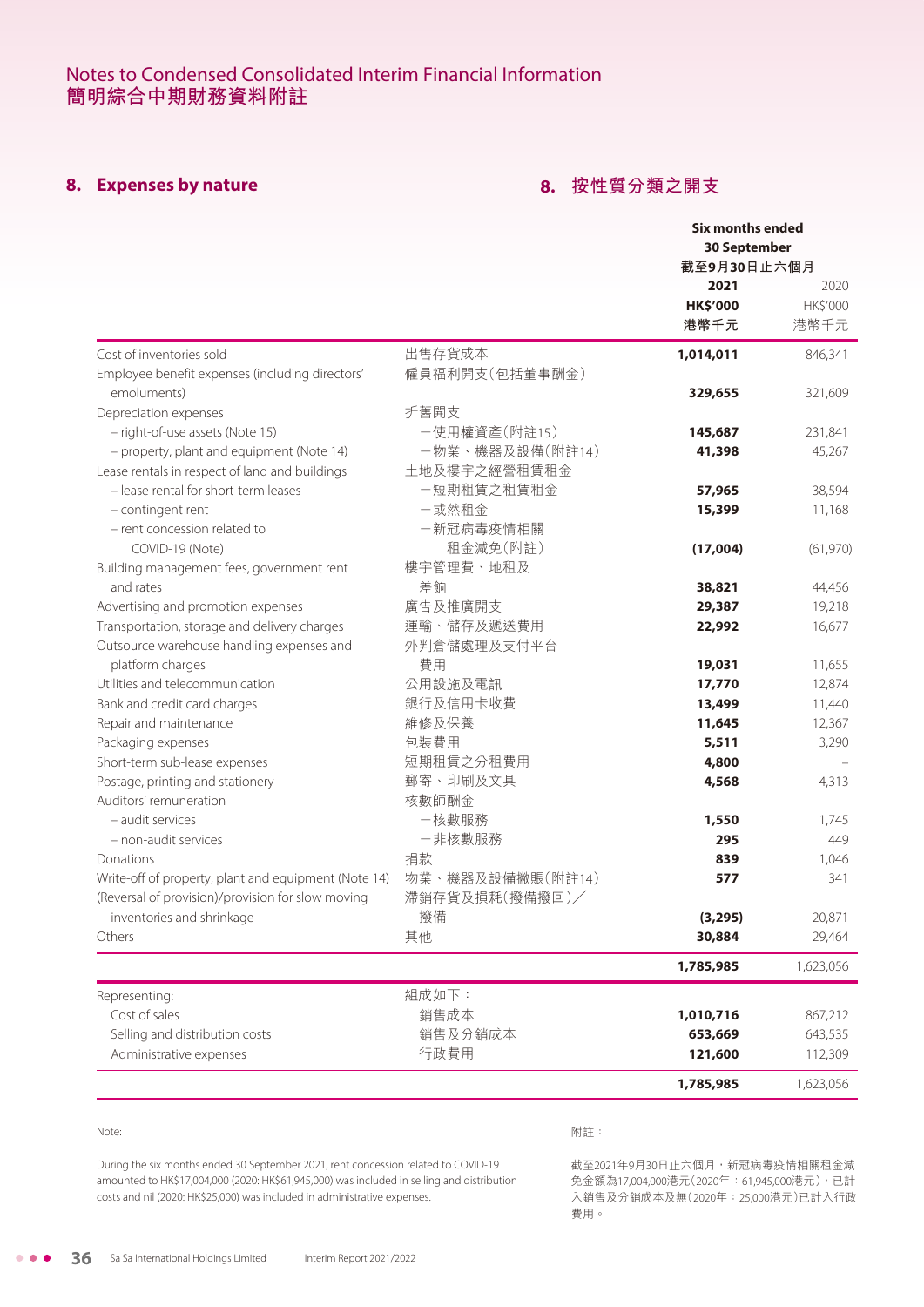## 8. Expenses by nature

## 8. 按性質分類之開支

| | | Six months ended 30 September 截至9月30日止六個月 | |
|---|---|---|---|
| | | **2021** | 2020 |
| | | **HK$'000** | HK$'000 |
| | | **港幣千元** | 港幣千元 |
| Cost of inventories sold | 出售存貨成本 | **1,014,011** | 846,341 |
| Employee benefit expenses (including directors' emoluments) | 僱員福利開支（包括董事酬金） | **329,655** | 321,609 |
| Depreciation expenses | 折舊開支 | | |
| – right-of-use assets (Note 15) | －使用權資產（附註15） | **145,687** | 231,841 |
| – property, plant and equipment (Note 14) | －物業、機器及設備（附註14） | **41,398** | 45,267 |
| Lease rentals in respect of land and buildings | 土地及樓宇之經營租賃租金 | | |
| – lease rental for short-term leases | －短期租賃之租賃租金 | **57,965** | 38,594 |
| – contingent rent | －或然租金 | **15,399** | 11,168 |
| – rent concession related to COVID-19 (Note) | －新冠病毒疫情相關租金減免（附註） | **(17,004)** | (61,970) |
| Building management fees, government rent and rates | 樓宇管理費、地租及差餉 | **38,821** | 44,456 |
| Advertising and promotion expenses | 廣告及推廣開支 | **29,387** | 19,218 |
| Transportation, storage and delivery charges | 運輸、儲存及遞送費用 | **22,992** | 16,677 |
| Outsource warehouse handling expenses and platform charges | 外判倉儲處理及支付平台費用 | **19,031** | 11,655 |
| Utilities and telecommunication | 公用設施及電訊 | **17,770** | 12,874 |
| Bank and credit card charges | 銀行及信用卡收費 | **13,499** | 11,440 |
| Repair and maintenance | 維修及保養 | **11,645** | 12,367 |
| Packaging expenses | 包裝費用 | **5,511** | 3,290 |
| Short-term sub-lease expenses | 短期租賃之分租費用 | **4,800** | – |
| Postage, printing and stationery | 郵寄、印刷及文具 | **4,568** | 4,313 |
| Auditors' remuneration | 核數師酬金 | | |
| – audit services | －核數服務 | **1,550** | 1,745 |
| – non-audit services | －非核數服務 | **295** | 449 |
| Donations | 捐款 | **839** | 1,046 |
| Write-off of property, plant and equipment (Note 14) | 物業、機器及設備撇賬（附註14） | **577** | 341 |
| (Reversal of provision)/provision for slow moving inventories and shrinkage | 滯銷存貨及損耗（撥備撥回）／撥備 | **(3,295)** | 20,871 |
| Others | 其他 | **30,884** | 29,464 |
| | | **1,785,985** | 1,623,056 |
| Representing: | 組成如下： | | |
| Cost of sales | 銷售成本 | **1,010,716** | 867,212 |
| Selling and distribution costs | 銷售及分銷成本 | **653,669** | 643,535 |
| Administrative expenses | 行政費用 | **121,600** | 112,309 |
| | | **1,785,985** | 1,623,056 |

Note:

During the six months ended 30 September 2021, rent concession related to COVID-19 amounted to HK$17,004,000 (2020: HK$61,945,000) was included in selling and distribution costs and nil (2020: HK$25,000) was included in administrative expenses.

附註：

截至2021年9月30日止六個月，新冠病毒疫情相關租金減免金額為17,004,000港元（2020年：61,945,000港元），已計入銷售及分銷成本及無（2020年：25,000港元）已計入行政費用。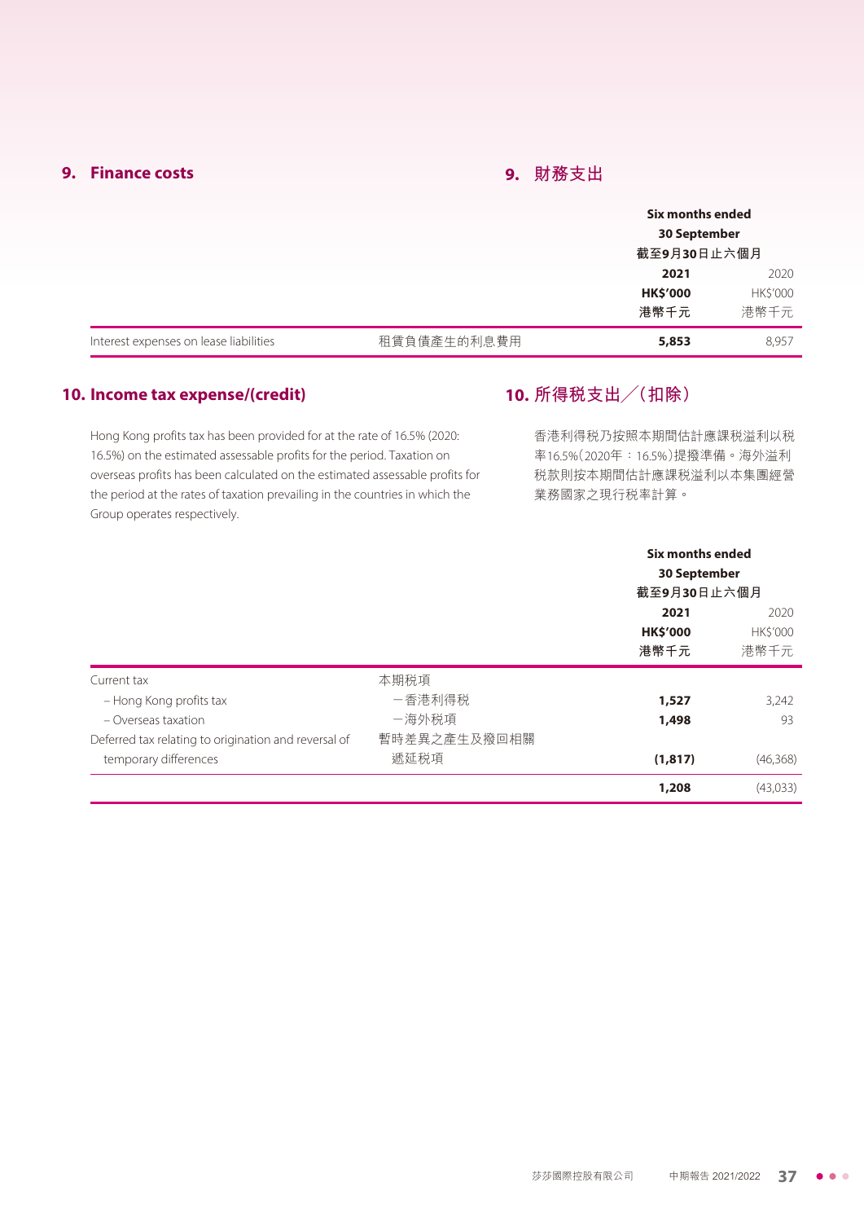## 9. Finance costs

## 9. 財務支出

| | | Six months ended 30 September 截至9月30日止六個月 | |
|---|---|---|---|
| | | **2021** | 2020 |
| | | **HK$'000** | HK$'000 |
| | | **港幣千元** | 港幣千元 |
| Interest expenses on lease liabilities | 租賃負債產生的利息費用 | **5,853** | 8,957 |

## 10. Income tax expense/(credit)

## 10. 所得稅支出╱(扣除)

Hong Kong profits tax has been provided for at the rate of 16.5% (2020: 16.5%) on the estimated assessable profits for the period. Taxation on overseas profits has been calculated on the estimated assessable profits for the period at the rates of taxation prevailing in the countries in which the Group operates respectively.

香港利得稅乃按照本期間估計應課稅溢利以稅率16.5%(2020年：16.5%)提撥準備。海外溢利稅款則按本期間估計應課稅溢利以本集團經營業務國家之現行稅率計算。

| | | Six months ended 30 September 截至9月30日止六個月 | |
|---|---|---|---|
| | | **2021** | 2020 |
| | | **HK$'000** | HK$'000 |
| | | **港幣千元** | 港幣千元 |
| Current tax | 本期稅項 | | |
| – Hong Kong profits tax | 一香港利得稅 | **1,527** | 3,242 |
| – Overseas taxation | 一海外稅項 | **1,498** | 93 |
| Deferred tax relating to origination and reversal of temporary differences | 暫時差異之產生及撥回相關遞延稅項 | **(1,817)** | (46,368) |
| | | **1,208** | (43,033) |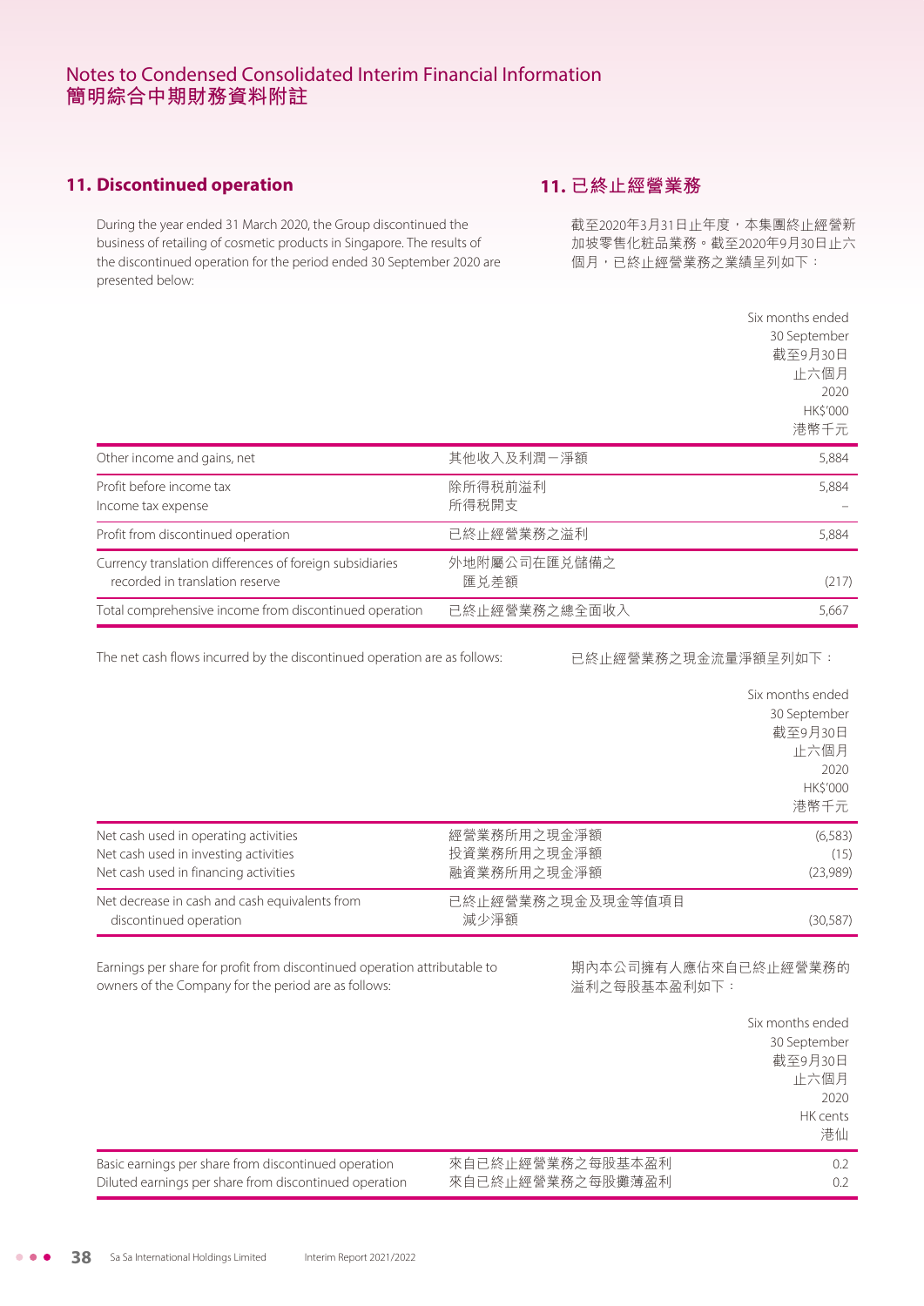## 11. Discontinued operation

## 11. 已終止經營業務

During the year ended 31 March 2020, the Group discontinued the business of retailing of cosmetic products in Singapore. The results of the discontinued operation for the period ended 30 September 2020 are presented below:

截至2020年3月31日止年度，本集團終止經營新加坡零售化粧品業務。截至2020年9月30日止六個月，已終止經營業務之業績呈列如下：

| | | Six months ended 30 September 截至9月30日止六個月 2020 HK$'000 港幣千元 |
|---|---|---|
| Other income and gains, net | 其他收入及利潤－淨額 | 5,884 |
| Profit before income tax | 除所得税前溢利 | 5,884 |
| Income tax expense | 所得税開支 | – |
| Profit from discontinued operation | 已終止經營業務之溢利 | 5,884 |
| Currency translation differences of foreign subsidiaries recorded in translation reserve | 外地附屬公司在匯兑儲備之匯兑差額 | (217) |
| Total comprehensive income from discontinued operation | 已終止經營業務之總全面收入 | 5,667 |

The net cash flows incurred by the discontinued operation are as follows:

已終止經營業務之現金流量淨額呈列如下：

| | | Six months ended 30 September 截至9月30日止六個月 2020 HK$'000 港幣千元 |
|---|---|---|
| Net cash used in operating activities | 經營業務所用之現金淨額 | (6,583) |
| Net cash used in investing activities | 投資業務所用之現金淨額 | (15) |
| Net cash used in financing activities | 融資業務所用之現金淨額 | (23,989) |
| Net decrease in cash and cash equivalents from discontinued operation | 已終止經營業務之現金及現金等值項目減少淨額 | (30,587) |

Earnings per share for profit from discontinued operation attributable to owners of the Company for the period are as follows:

期內本公司擁有人應佔來自已終止經營業務的溢利之每股基本盈利如下：

| | | Six months ended 30 September 截至9月30日止六個月 2020 HK cents 港仙 |
|---|---|---|
| Basic earnings per share from discontinued operation | 來自已終止經營業務之每股基本盈利 | 0.2 |
| Diluted earnings per share from discontinued operation | 來自已終止經營業務之每股攤薄盈利 | 0.2 |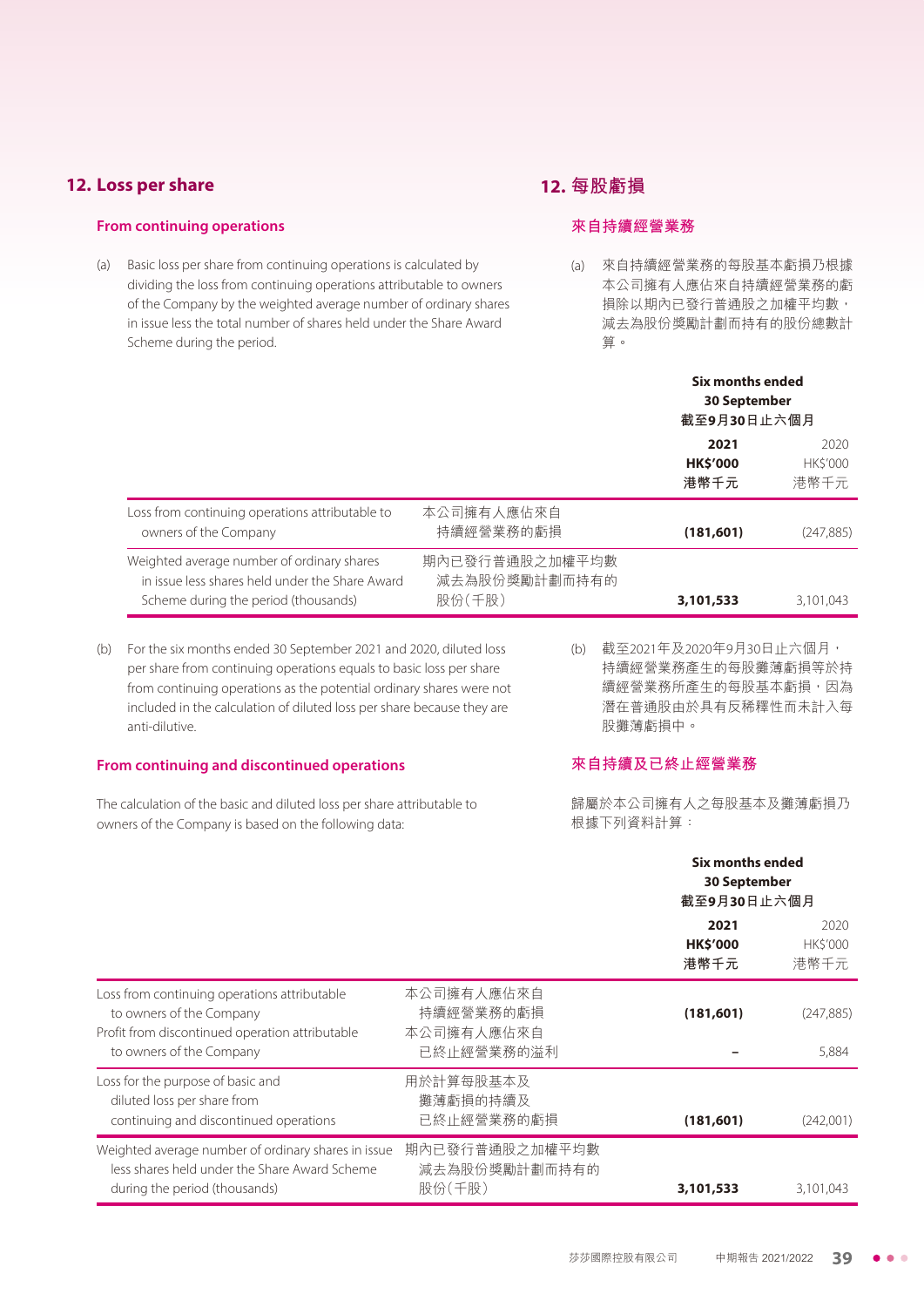## 12. Loss per share

### From continuing operations

(a) Basic loss per share from continuing operations is calculated by dividing the loss from continuing operations attributable to owners of the Company by the weighted average number of ordinary shares in issue less the total number of shares held under the Share Award Scheme during the period.

| | | Six months ended 30 September 截至9月30日止六個月 | |
|---|---|---|---|
| | | **2021** **HK$'000** **港幣千元** | 2020 HK$'000 港幣千元 |
| Loss from continuing operations attributable to owners of the Company | 本公司擁有人應佔來自持續經營業務的虧損 | **(181,601)** | (247,885) |
| Weighted average number of ordinary shares in issue less shares held under the Share Award Scheme during the period (thousands) | 期內已發行普通股之加權平均數減去為股份獎勵計劃而持有的股份（千股） | **3,101,533** | 3,101,043 |

(b) For the six months ended 30 September 2021 and 2020, diluted loss per share from continuing operations equals to basic loss per share from continuing operations as the potential ordinary shares were not included in the calculation of diluted loss per share because they are anti-dilutive.

### From continuing and discontinued operations

The calculation of the basic and diluted loss per share attributable to owners of the Company is based on the following data:

| | | Six months ended 30 September 截至9月30日止六個月 | |
|---|---|---|---|
| | | **2021** **HK$'000** **港幣千元** | 2020 HK$'000 港幣千元 |
| Loss from continuing operations attributable to owners of the Company | 本公司擁有人應佔來自持續經營業務的虧損 | **(181,601)** | (247,885) |
| Profit from discontinued operation attributable to owners of the Company | 本公司擁有人應佔來自已終止經營業務的溢利 | **–** | 5,884 |
| Loss for the purpose of basic and diluted loss per share from continuing and discontinued operations | 用於計算每股基本及攤薄虧損的持續及已終止經營業務的虧損 | **(181,601)** | (242,001) |
| Weighted average number of ordinary shares in issue less shares held under the Share Award Scheme during the period (thousands) | 期內已發行普通股之加權平均數減去為股份獎勵計劃而持有的股份（千股） | **3,101,533** | 3,101,043 |

## 12. 每股虧損

### 來自持續經營業務

(a) 來自持續經營業務的每股基本虧損乃根據本公司擁有人應佔來自持續經營業務的虧損除以期內已發行普通股之加權平均數，減去為股份獎勵計劃而持有的股份總數計算。

(b) 截至2021年及2020年9月30日止六個月，持續經營業務產生的每股攤薄虧損等於持續經營業務所產生的每股基本虧損，因為潛在普通股由於具有反稀釋性而未計入每股攤薄虧損中。

### 來自持續及已終止經營業務

歸屬於本公司擁有人之每股基本及攤薄虧損乃根據下列資料計算：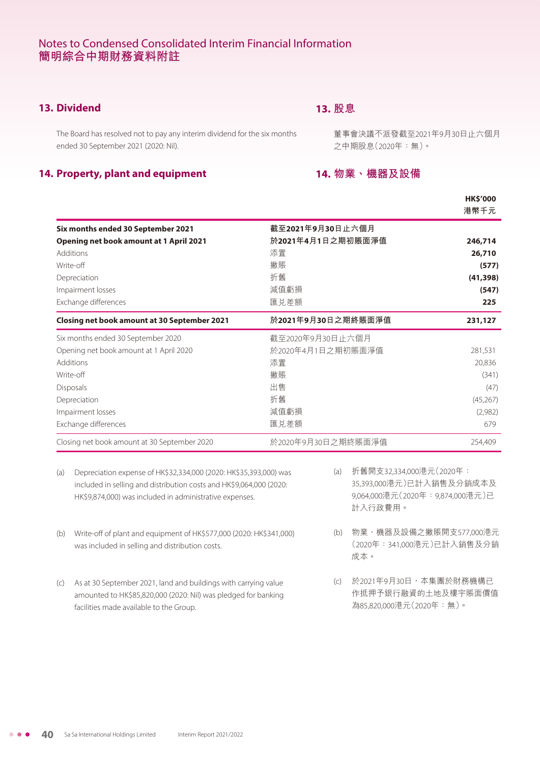## 13. Dividend

The Board has resolved not to pay any interim dividend for the six months ended 30 September 2021 (2020: Nil).

## 13. 股息

董事會決議不派發截至2021年9月30日止六個月之中期股息(2020年：無)。

## 14. Property, plant and equipment

## 14. 物業、機器及設備

| | | HK$'000<br>港幣千元 |
|---|---|---|
| **Six months ended 30 September 2021** | **截至2021年9月30日止六個月** | |
| **Opening net book amount at 1 April 2021** | **於2021年4月1日之期初賬面淨值** | **246,714** |
| Additions | 添置 | **26,710** |
| Write-off | 撇賬 | **(577)** |
| Depreciation | 折舊 | **(41,398)** |
| Impairment losses | 減值虧損 | **(547)** |
| Exchange differences | 匯兌差額 | **225** |
| **Closing net book amount at 30 September 2021** | **於2021年9月30日之期終賬面淨值** | **231,127** |
| Six months ended 30 September 2020 | 截至2020年9月30日止六個月 | |
| Opening net book amount at 1 April 2020 | 於2020年4月1日之期初賬面淨值 | 281,531 |
| Additions | 添置 | 20,836 |
| Write-off | 撇賬 | (341) |
| Disposals | 出售 | (47) |
| Depreciation | 折舊 | (45,267) |
| Impairment losses | 減值虧損 | (2,982) |
| Exchange differences | 匯兌差額 | 679 |
| Closing net book amount at 30 September 2020 | 於2020年9月30日之期終賬面淨值 | 254,409 |

(a) Depreciation expense of HK$32,334,000 (2020: HK$35,393,000) was included in selling and distribution costs and HK$9,064,000 (2020: HK$9,874,000) was included in administrative expenses.

(b) Write-off of plant and equipment of HK$577,000 (2020: HK$341,000) was included in selling and distribution costs.

(c) As at 30 September 2021, land and buildings with carrying value amounted to HK$85,820,000 (2020: Nil) was pledged for banking facilities made available to the Group.

(a) 折舊開支32,334,000港元(2020年：35,393,000港元)已計入銷售及分銷成本及9,064,000港元(2020年：9,874,000港元)已計入行政費用。

(b) 物業、機器及設備之撇賬開支577,000港元(2020年：341,000港元)已計入銷售及分銷成本。

(c) 於2021年9月30日，本集團於財務機構已作抵押予銀行融資的土地及樓宇賬面價值為85,820,000港元(2020年：無)。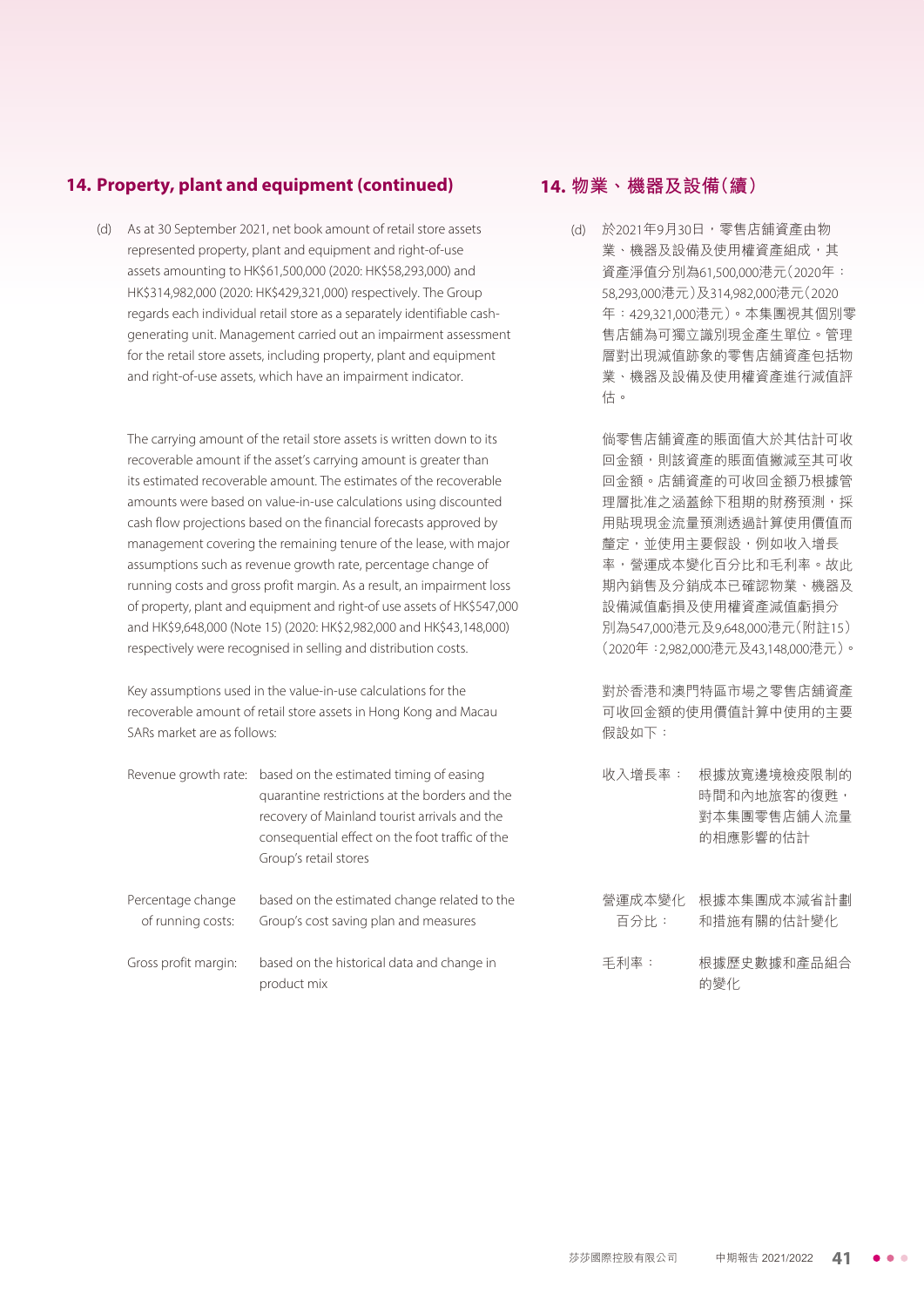## 14. Property, plant and equipment (continued)

(d) As at 30 September 2021, net book amount of retail store assets represented property, plant and equipment and right-of-use assets amounting to HK$61,500,000 (2020: HK$58,293,000) and HK$314,982,000 (2020: HK$429,321,000) respectively. The Group regards each individual retail store as a separately identifiable cash-generating unit. Management carried out an impairment assessment for the retail store assets, including property, plant and equipment and right-of-use assets, which have an impairment indicator.

The carrying amount of the retail store assets is written down to its recoverable amount if the asset's carrying amount is greater than its estimated recoverable amount. The estimates of the recoverable amounts were based on value-in-use calculations using discounted cash flow projections based on the financial forecasts approved by management covering the remaining tenure of the lease, with major assumptions such as revenue growth rate, percentage change of running costs and gross profit margin. As a result, an impairment loss of property, plant and equipment and right-of use assets of HK$547,000 and HK$9,648,000 (Note 15) (2020: HK$2,982,000 and HK$43,148,000) respectively were recognised in selling and distribution costs.

Key assumptions used in the value-in-use calculations for the recoverable amount of retail store assets in Hong Kong and Macau SARs market are as follows:

| | |
|---|---|
| Revenue growth rate: | based on the estimated timing of easing quarantine restrictions at the borders and the recovery of Mainland tourist arrivals and the consequential effect on the foot traffic of the Group's retail stores |
| Percentage change of running costs: | based on the estimated change related to the Group's cost saving plan and measures |
| Gross profit margin: | based on the historical data and change in product mix |

## 14. 物業、機器及設備(續)

(d) 於2021年9月30日,零售店舖資產由物業、機器及設備及使用權資產組成,其資產淨值分別為61,500,000港元(2020年:58,293,000港元)及314,982,000港元(2020年:429,321,000港元)。本集團視其個別零售店舖為可獨立識別現金產生單位。管理層對出現減值跡象的零售店舖資產包括物業、機器及設備及使用權資產進行減值評估。

倘零售店舖資產的賬面值大於其估計可收回金額,則該資產的賬面值撇減至其可收回金額。店舖資產的可收回金額乃根據管理層批准之涵蓋餘下租期的財務預測,採用貼現現金流量預測透過計算使用價值而釐定,並使用主要假設,例如收入增長率,營運成本變化百分比和毛利率。故此期內銷售及分銷成本已確認物業、機器及設備減值虧損及使用權資產減值虧損分別為547,000港元及9,648,000港元(附註15)(2020年:2,982,000港元及43,148,000港元)。

對於香港和澳門特區市場之零售店舖資產可收回金額的使用價值計算中使用的主要假設如下:

| | |
|---|---|
| 收入增長率: | 根據放寬邊境檢疫限制的時間和內地旅客的復甦,對本集團零售店舖人流量的相應影響的估計 |
| 營運成本變化百分比: | 根據本集團成本減省計劃和措施有關的估計變化 |
| 毛利率: | 根據歷史數據和產品組合的變化 |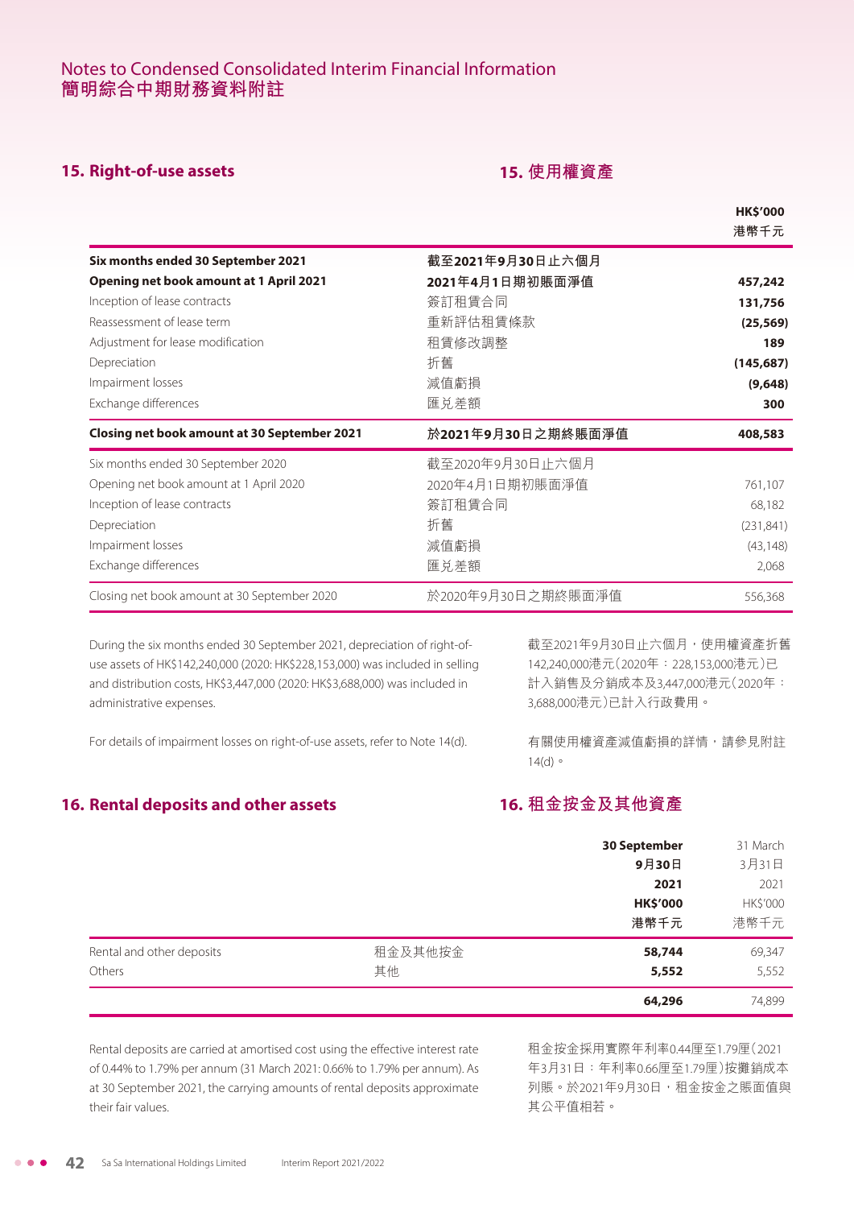# Notes to Condensed Consolidated Interim Financial Information
# 簡明綜合中期財務資料附註

## 15. Right-of-use assets

## 15. 使用權資產

| | | HK$'000<br>港幣千元 |
|---|---|---|
| **Six months ended 30 September 2021** | **截至2021年9月30日止六個月** | |
| **Opening net book amount at 1 April 2021** | **2021年4月1日期初賬面淨值** | **457,242** |
| Inception of lease contracts | 簽訂租賃合同 | **131,756** |
| Reassessment of lease term | 重新評估租賃條款 | **(25,569)** |
| Adjustment for lease modification | 租賃修改調整 | **189** |
| Depreciation | 折舊 | **(145,687)** |
| Impairment losses | 減值虧損 | **(9,648)** |
| Exchange differences | 匯兑差額 | **300** |
| **Closing net book amount at 30 September 2021** | **於2021年9月30日之期終賬面淨值** | **408,583** |
| Six months ended 30 September 2020 | 截至2020年9月30日止六個月 | |
| Opening net book amount at 1 April 2020 | 2020年4月1日期初賬面淨值 | 761,107 |
| Inception of lease contracts | 簽訂租賃合同 | 68,182 |
| Depreciation | 折舊 | (231,841) |
| Impairment losses | 減值虧損 | (43,148) |
| Exchange differences | 匯兑差額 | 2,068 |
| Closing net book amount at 30 September 2020 | 於2020年9月30日之期終賬面淨值 | 556,368 |

During the six months ended 30 September 2021, depreciation of right-of-use assets of HK$142,240,000 (2020: HK$228,153,000) was included in selling and distribution costs, HK$3,447,000 (2020: HK$3,688,000) was included in administrative expenses.

截至2021年9月30日止六個月，使用權資產折舊142,240,000港元(2020年：228,153,000港元)已計入銷售及分銷成本及3,447,000港元(2020年：3,688,000港元)已計入行政費用。

For details of impairment losses on right-of-use assets, refer to Note 14(d).

有關使用權資產減值虧損的詳情，請參見附註14(d)。

## 16. Rental deposits and other assets

## 16. 租金按金及其他資產

| | | **30 September<br>9月30日<br>2021<br>HK$'000<br>港幣千元** | 31 March<br>3月31日<br>2021<br>HK$'000<br>港幣千元 |
|---|---|---|---|
| Rental and other deposits | 租金及其他按金 | **58,744** | 69,347 |
| Others | 其他 | **5,552** | 5,552 |
| | | **64,296** | 74,899 |

Rental deposits are carried at amortised cost using the effective interest rate of 0.44% to 1.79% per annum (31 March 2021: 0.66% to 1.79% per annum). As at 30 September 2021, the carrying amounts of rental deposits approximate their fair values.

租金按金採用實際年利率0.44厘至1.79厘(2021年3月31日：年利率0.66厘至1.79厘)按攤銷成本列賬。於2021年9月30日，租金按金之賬面值與其公平值相若。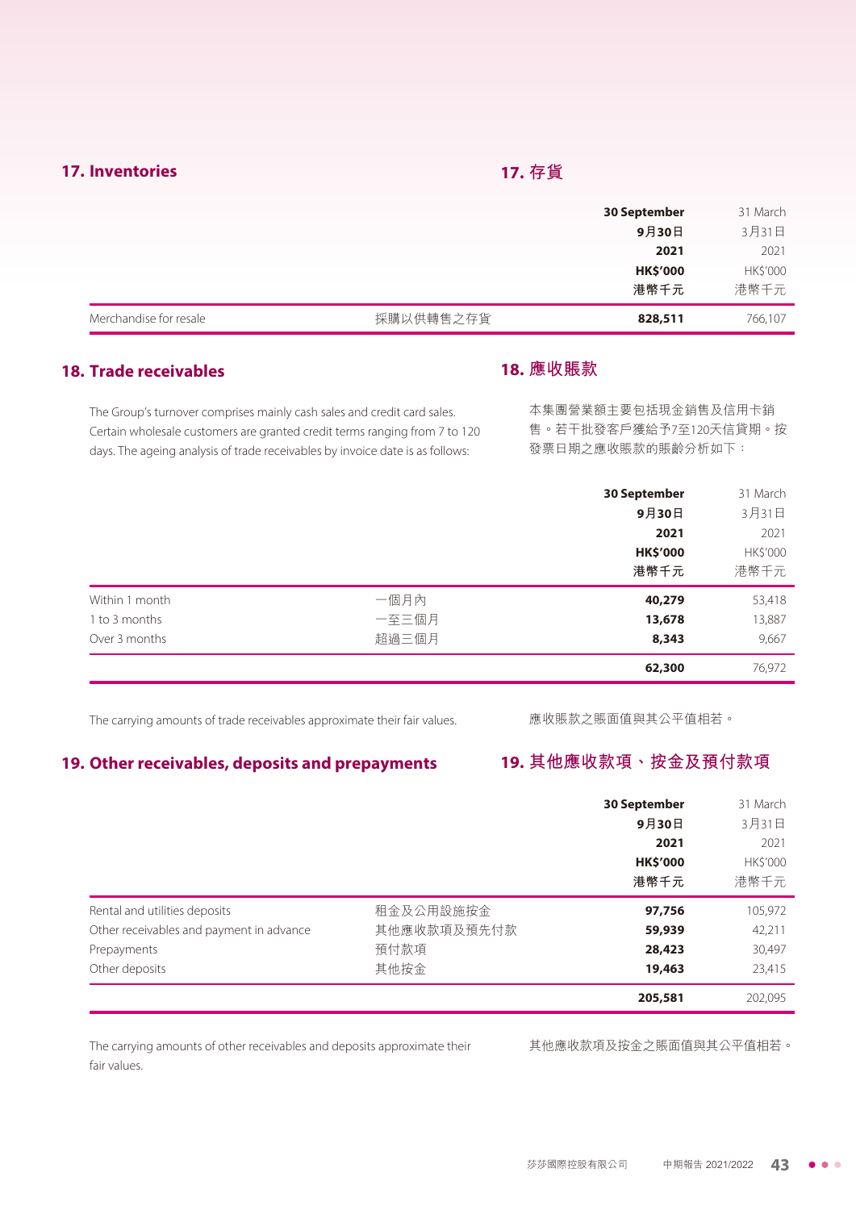## 17. Inventories

## 17. 存貨

| | | 30 September 9月30日 2021 HK$'000 港幣千元 | 31 March 3月31日 2021 HK$'000 港幣千元 |
|---|---|---|---|
| Merchandise for resale | 採購以供轉售之存貨 | **828,511** | 766,107 |

## 18. Trade receivables

## 18. 應收賬款

The Group's turnover comprises mainly cash sales and credit card sales. Certain wholesale customers are granted credit terms ranging from 7 to 120 days. The ageing analysis of trade receivables by invoice date is as follows:

本集團營業額主要包括現金銷售及信用卡銷售。若干批發客戶獲給予7至120天信貸期。按發票日期之應收賬款的賬齡分析如下：

| | | 30 September 9月30日 2021 HK$'000 港幣千元 | 31 March 3月31日 2021 HK$'000 港幣千元 |
|---|---|---|---|
| Within 1 month | 一個月內 | **40,279** | 53,418 |
| 1 to 3 months | 一至三個月 | **13,678** | 13,887 |
| Over 3 months | 超過三個月 | **8,343** | 9,667 |
| | | **62,300** | 76,972 |

The carrying amounts of trade receivables approximate their fair values.

應收賬款之賬面值與其公平值相若。

## 19. Other receivables, deposits and prepayments

## 19. 其他應收款項、按金及預付款項

| | | 30 September 9月30日 2021 HK$'000 港幣千元 | 31 March 3月31日 2021 HK$'000 港幣千元 |
|---|---|---|---|
| Rental and utilities deposits | 租金及公用設施按金 | **97,756** | 105,972 |
| Other receivables and payment in advance | 其他應收款項及預先付款 | **59,939** | 42,211 |
| Prepayments | 預付款項 | **28,423** | 30,497 |
| Other deposits | 其他按金 | **19,463** | 23,415 |
| | | **205,581** | 202,095 |

The carrying amounts of other receivables and deposits approximate their fair values.

其他應收款項及按金之賬面值與其公平值相若。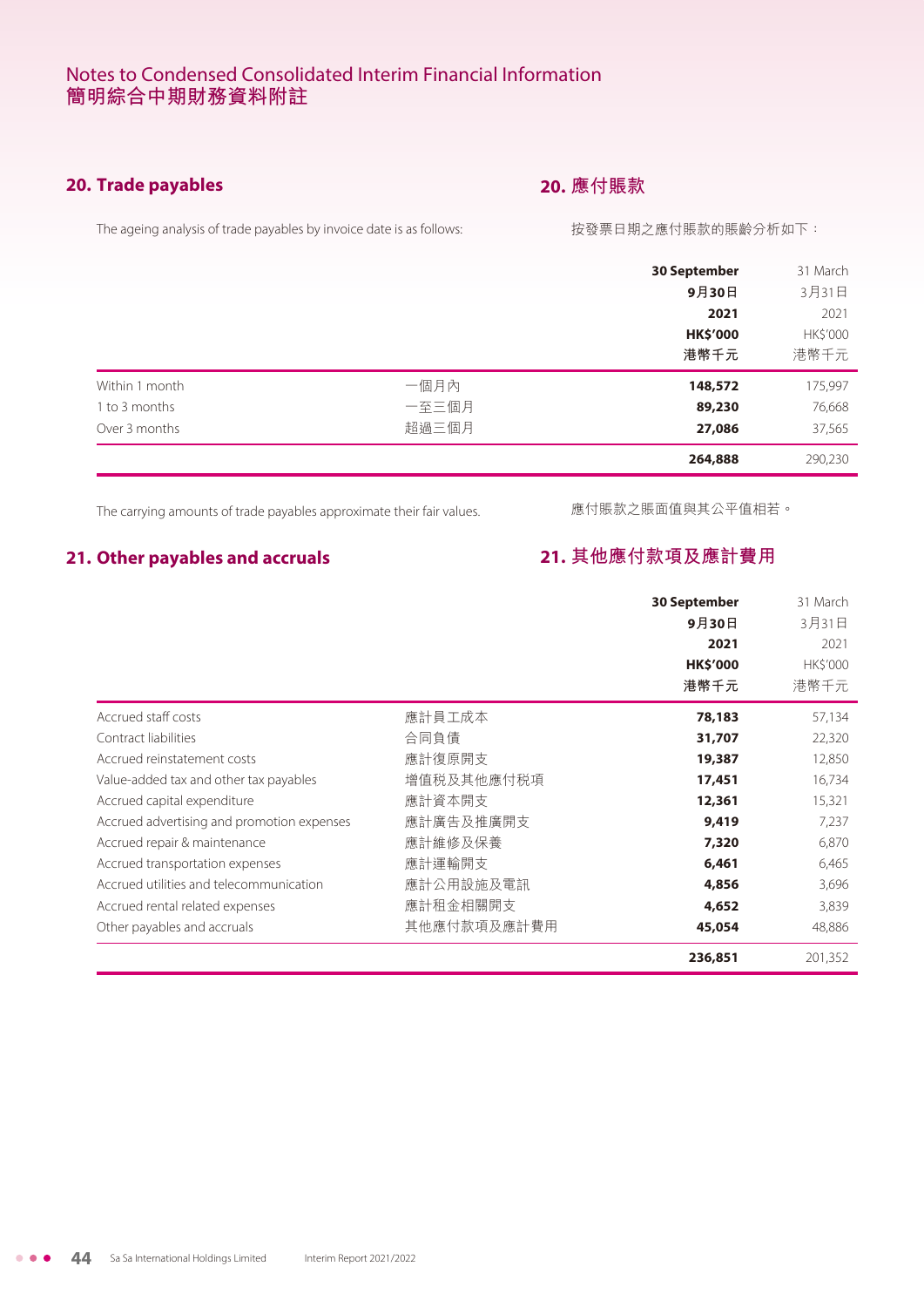# Notes to Condensed Consolidated Interim Financial Information
# 簡明綜合中期財務資料附註

## 20. Trade payables

## 20. 應付賬款

The ageing analysis of trade payables by invoice date is as follows:

按發票日期之應付賬款的賬齡分析如下：

| | | **30 September 9月30日 2021 HK$'000 港幣千元** | 31 March 3月31日 2021 HK$'000 港幣千元 |
|---|---|---|---|
| Within 1 month | 一個月內 | **148,572** | 175,997 |
| 1 to 3 months | 一至三個月 | **89,230** | 76,668 |
| Over 3 months | 超過三個月 | **27,086** | 37,565 |
| | | **264,888** | 290,230 |

The carrying amounts of trade payables approximate their fair values.

應付賬款之賬面值與其公平值相若。

## 21. Other payables and accruals

## 21. 其他應付款項及應計費用

| | | **30 September 9月30日 2021 HK$'000 港幣千元** | 31 March 3月31日 2021 HK$'000 港幣千元 |
|---|---|---|---|
| Accrued staff costs | 應計員工成本 | **78,183** | 57,134 |
| Contract liabilities | 合同負債 | **31,707** | 22,320 |
| Accrued reinstatement costs | 應計復原開支 | **19,387** | 12,850 |
| Value-added tax and other tax payables | 增值税及其他應付税項 | **17,451** | 16,734 |
| Accrued capital expenditure | 應計資本開支 | **12,361** | 15,321 |
| Accrued advertising and promotion expenses | 應計廣告及推廣開支 | **9,419** | 7,237 |
| Accrued repair & maintenance | 應計維修及保養 | **7,320** | 6,870 |
| Accrued transportation expenses | 應計運輸開支 | **6,461** | 6,465 |
| Accrued utilities and telecommunication | 應計公用設施及電訊 | **4,856** | 3,696 |
| Accrued rental related expenses | 應計租金相關開支 | **4,652** | 3,839 |
| Other payables and accruals | 其他應付款項及應計費用 | **45,054** | 48,886 |
| | | **236,851** | 201,352 |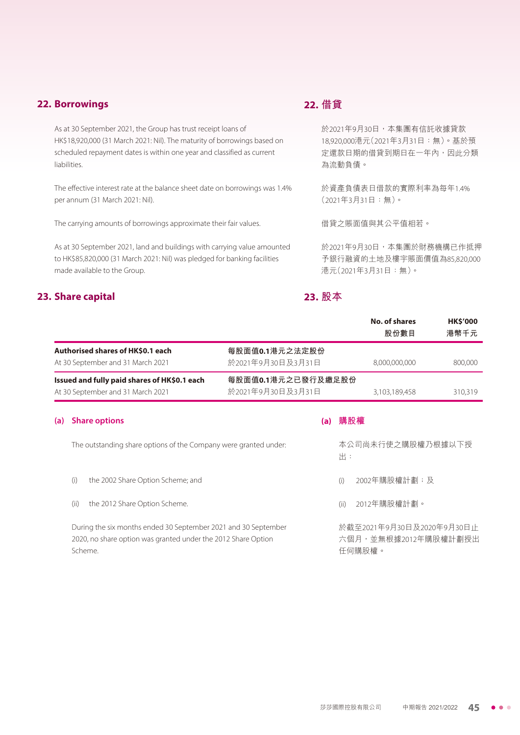## 22. Borrowings

As at 30 September 2021, the Group has trust receipt loans of HK$18,920,000 (31 March 2021: Nil). The maturity of borrowings based on scheduled repayment dates is within one year and classified as current liabilities.

The effective interest rate at the balance sheet date on borrowings was 1.4% per annum (31 March 2021: Nil).

The carrying amounts of borrowings approximate their fair values.

As at 30 September 2021, land and buildings with carrying value amounted to HK$85,820,000 (31 March 2021: Nil) was pledged for banking facilities made available to the Group.

## 22. 借貸

於2021年9月30日，本集團有信託收據貸款18,920,000港元（2021年3月31日：無）。基於預定還款日期的借貸到期日在一年內，因此分類為流動負債。

於資產負債表日借款的實際利率為每年1.4%（2021年3月31日：無）。

借貸之賬面值與其公平值相若。

於2021年9月30日，本集團於財務機構已作抵押予銀行融資的土地及樓宇賬面價值為85,820,000港元（2021年3月31日：無）。

## 23. Share capital

## 23. 股本

| | | No. of shares<br>股份數目 | HK$'000<br>港幣千元 |
|---|---|---|---|
| **Authorised shares of HK$0.1 each** | **每股面值0.1港元之法定股份** | | |
| At 30 September and 31 March 2021 | 於2021年9月30日及3月31日 | 8,000,000,000 | 800,000 |
| **Issued and fully paid shares of HK$0.1 each** | **每股面值0.1港元之已發行及繳足股份** | | |
| At 30 September and 31 March 2021 | 於2021年9月30日及3月31日 | 3,103,189,458 | 310,319 |

### (a) Share options

The outstanding share options of the Company were granted under:

(i) the 2002 Share Option Scheme; and

(ii) the 2012 Share Option Scheme.

During the six months ended 30 September 2021 and 30 September 2020, no share option was granted under the 2012 Share Option Scheme.

### (a) 購股權

本公司尚未行使之購股權乃根據以下授出：

(i) 2002年購股權計劃；及

(ii) 2012年購股權計劃。

於截至2021年9月30日及2020年9月30日止六個月，並無根據2012年購股權計劃授出任何購股權。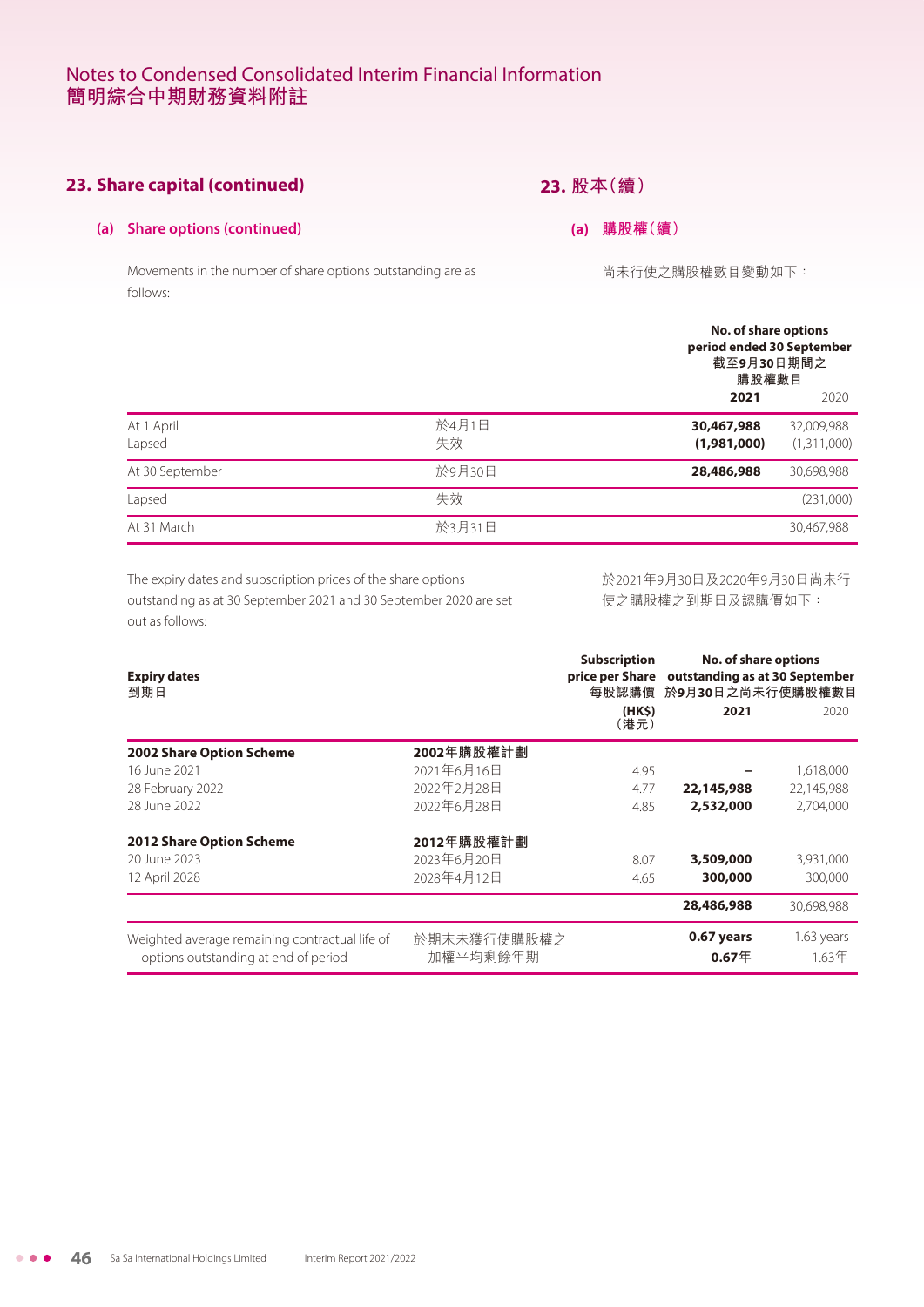## 23. Share capital (continued)

## 23. 股本（續）

### (a) Share options (continued)

### (a) 購股權（續）

Movements in the number of share options outstanding are as follows:

尚未行使之購股權數目變動如下：

| | | No. of share options period ended 30 September 截至9月30日期間之購股權數目 | |
|---|---|---|---|
| | | **2021** | 2020 |
| At 1 April | 於4月1日 | **30,467,988** | 32,009,988 |
| Lapsed | 失效 | **(1,981,000)** | (1,311,000) |
| At 30 September | 於9月30日 | **28,486,988** | 30,698,988 |
| Lapsed | 失效 | | (231,000) |
| At 31 March | 於3月31日 | | 30,467,988 |

The expiry dates and subscription prices of the share options outstanding as at 30 September 2021 and 30 September 2020 are set out as follows:

於2021年9月30日及2020年9月30日尚未行使之購股權之到期日及認購價如下：

| Expiry dates 到期日 | | Subscription price per Share 每股認購價 (HK$) (港元) | No. of share options outstanding as at 30 September 於9月30日之尚未行使購股權數目 | |
|---|---|---|---|---|
| | | | **2021** | 2020 |
| **2002 Share Option Scheme** | **2002年購股權計劃** | | | |
| 16 June 2021 | 2021年6月16日 | 4.95 | **–** | 1,618,000 |
| 28 February 2022 | 2022年2月28日 | 4.77 | **22,145,988** | 22,145,988 |
| 28 June 2022 | 2022年6月28日 | 4.85 | **2,532,000** | 2,704,000 |
| **2012 Share Option Scheme** | **2012年購股權計劃** | | | |
| 20 June 2023 | 2023年6月20日 | 8.07 | **3,509,000** | 3,931,000 |
| 12 April 2028 | 2028年4月12日 | 4.65 | **300,000** | 300,000 |
| | | | **28,486,988** | 30,698,988 |
| Weighted average remaining contractual life of options outstanding at end of period | 於期末未獲行使購股權之加權平均剩餘年期 | | **0.67 years 0.67年** | 1.63 years 1.63年 |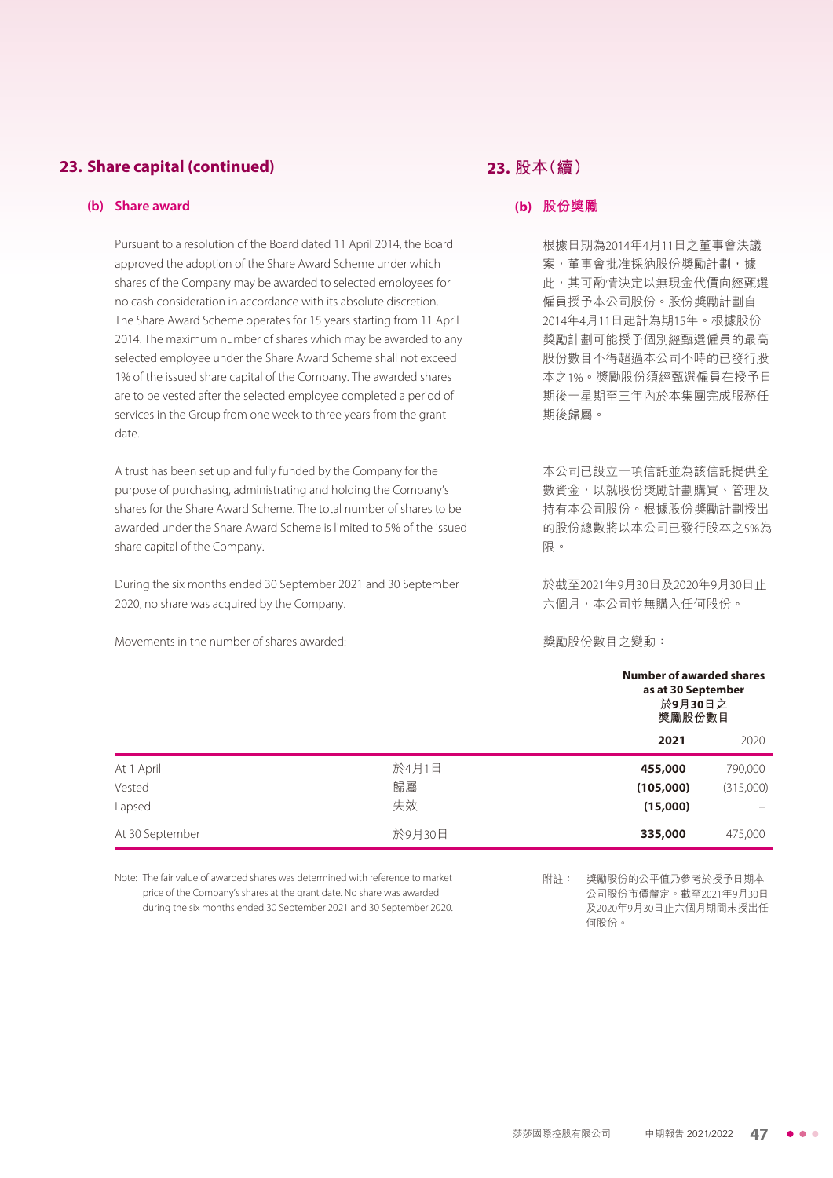## 23. Share capital (continued)

## 23. 股本(續)

### (b) Share award

Pursuant to a resolution of the Board dated 11 April 2014, the Board approved the adoption of the Share Award Scheme under which shares of the Company may be awarded to selected employees for no cash consideration in accordance with its absolute discretion. The Share Award Scheme operates for 15 years starting from 11 April 2014. The maximum number of shares which may be awarded to any selected employee under the Share Award Scheme shall not exceed 1% of the issued share capital of the Company. The awarded shares are to be vested after the selected employee completed a period of services in the Group from one week to three years from the grant date.

A trust has been set up and fully funded by the Company for the purpose of purchasing, administrating and holding the Company's shares for the Share Award Scheme. The total number of shares to be awarded under the Share Award Scheme is limited to 5% of the issued share capital of the Company.

During the six months ended 30 September 2021 and 30 September 2020, no share was acquired by the Company.

Movements in the number of shares awarded:

### (b) 股份獎勵

根據日期為2014年4月11日之董事會決議案,董事會批准採納股份獎勵計劃,據此,其可酌情決定以無現金代價向經甄選僱員授予本公司股份。股份獎勵計劃自2014年4月11日起計為期15年。根據股份獎勵計劃可能授予個別經甄選僱員的最高股份數目不得超過本公司不時的已發行股本之1%。獎勵股份須經甄選僱員在授予日期後一星期至三年內於本集團完成服務任期後歸屬。

本公司已設立一項信託並為該信託提供全數資金,以就股份獎勵計劃購買、管理及持有本公司股份。根據股份獎勵計劃授出的股份總數將以本公司已發行股本之5%為限。

於截至2021年9月30日及2020年9月30日止六個月,本公司並無購入任何股份。

獎勵股份數目之變動:

| | | Number of awarded shares as at 30 September 於9月30日之獎勵股份數目 | |
|---|---|---|---|
| | | **2021** | 2020 |
| At 1 April | 於4月1日 | **455,000** | 790,000 |
| Vested | 歸屬 | **(105,000)** | (315,000) |
| Lapsed | 失效 | **(15,000)** | – |
| At 30 September | 於9月30日 | **335,000** | 475,000 |

Note: The fair value of awarded shares was determined with reference to market price of the Company's shares at the grant date. No share was awarded during the six months ended 30 September 2021 and 30 September 2020.

附註: 獎勵股份的公平值乃參考於授予日期本公司股份市價釐定。截至2021年9月30日及2020年9月30日止六個月期間未授出任何股份。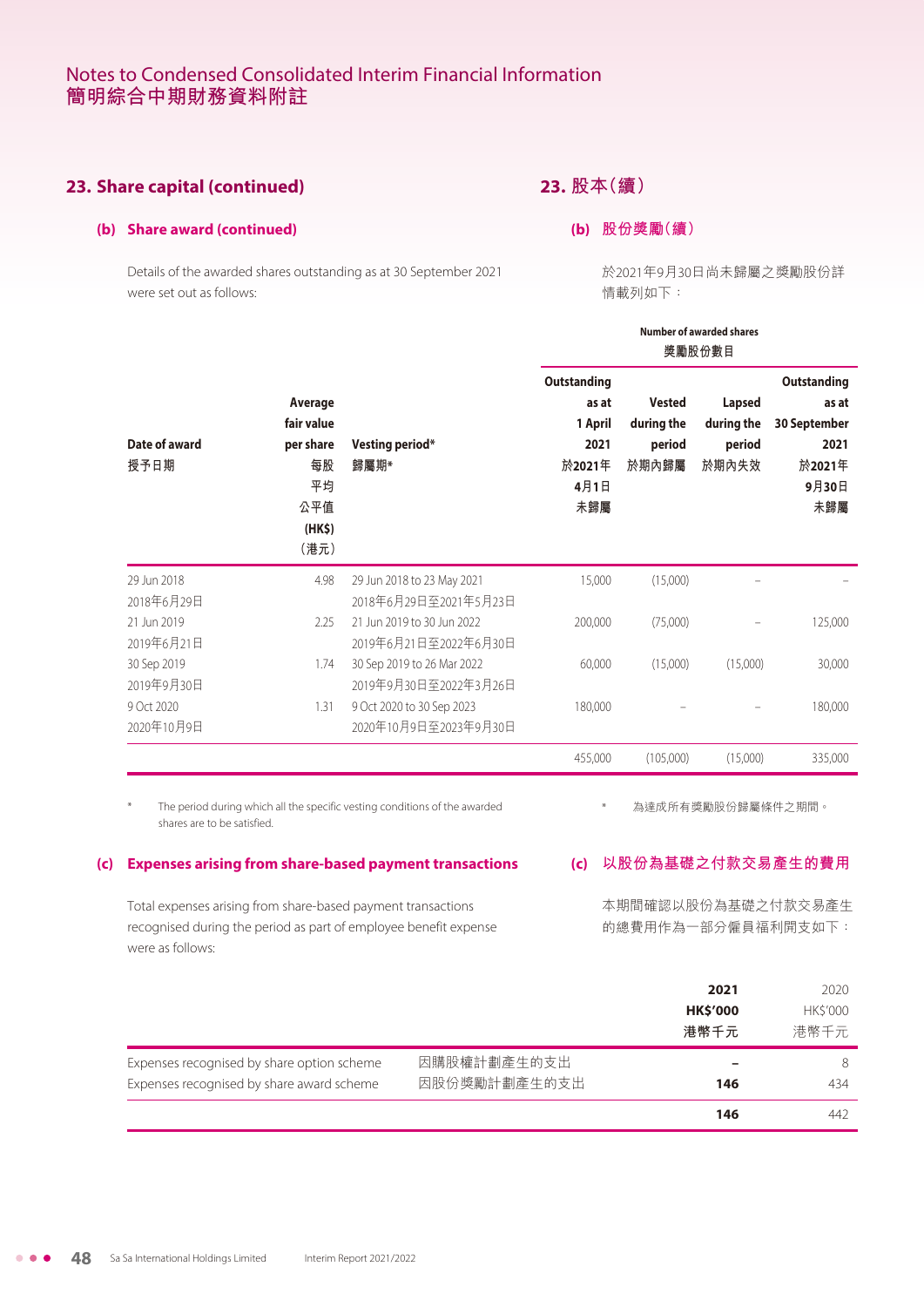## 23. Share capital (continued)

## 23. 股本（續）

### (b) Share award (continued)

### (b) 股份獎勵（續）

Details of the awarded shares outstanding as at 30 September 2021 were set out as follows:

於2021年9月30日尚未歸屬之獎勵股份詳情載列如下：

| Date of award 授予日期 | Average fair value per share 每股平均公平值 (HK$)（港元） | Vesting period* 歸屬期* | Number of awarded shares 獎勵股份數目 Outstanding as at 1 April 2021 於2021年4月1日未歸屬 | Vested during the period 於期內歸屬 | Lapsed during the period 於期內失效 | Outstanding as at 30 September 2021 於2021年9月30日未歸屬 |
|---|---|---|---|---|---|---|
| 29 Jun 2018 2018年6月29日 | 4.98 | 29 Jun 2018 to 23 May 2021 2018年6月29日至2021年5月23日 | 15,000 | (15,000) | – | – |
| 21 Jun 2019 2019年6月21日 | 2.25 | 21 Jun 2019 to 30 Jun 2022 2019年6月21日至2022年6月30日 | 200,000 | (75,000) | – | 125,000 |
| 30 Sep 2019 2019年9月30日 | 1.74 | 30 Sep 2019 to 26 Mar 2022 2019年9月30日至2022年3月26日 | 60,000 | (15,000) | (15,000) | 30,000 |
| 9 Oct 2020 2020年10月9日 | 1.31 | 9 Oct 2020 to 30 Sep 2023 2020年10月9日至2023年9月30日 | 180,000 | – | – | 180,000 |
| | | | 455,000 | (105,000) | (15,000) | 335,000 |

\* The period during which all the specific vesting conditions of the awarded shares are to be satisfied.

\* 為達成所有獎勵股份歸屬條件之期間。

### (c) Expenses arising from share-based payment transactions

### (c) 以股份為基礎之付款交易產生的費用

Total expenses arising from share-based payment transactions recognised during the period as part of employee benefit expense were as follows:

本期間確認以股份為基礎之付款交易產生的總費用作為一部分僱員福利開支如下：

| | | **2021 HK$'000 港幣千元** | 2020 HK$'000 港幣千元 |
|---|---|---|---|
| Expenses recognised by share option scheme | 因購股權計劃產生的支出 | **–** | 8 |
| Expenses recognised by share award scheme | 因股份獎勵計劃產生的支出 | **146** | 434 |
| | | **146** | 442 |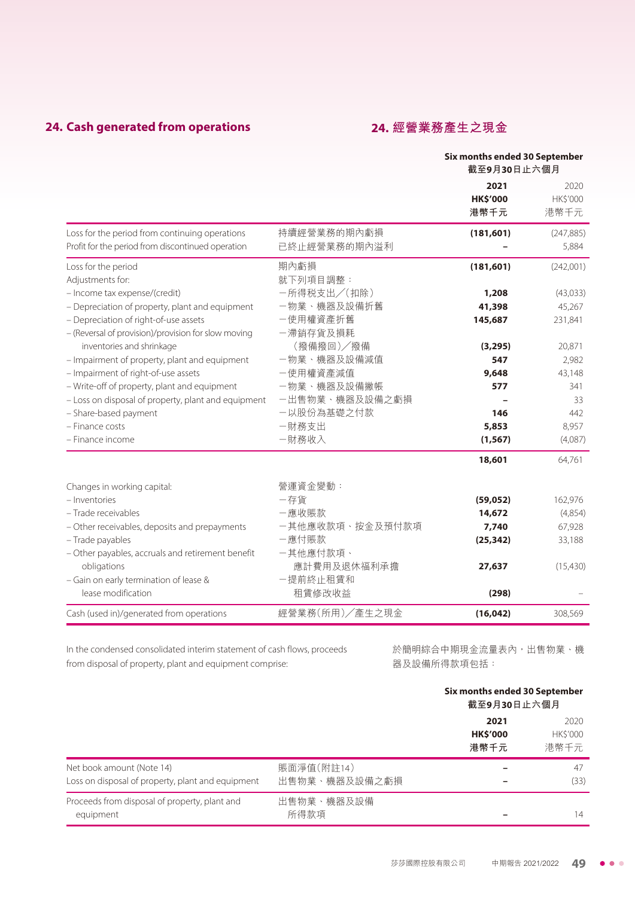## 24. Cash generated from operations

## 24. 經營業務產生之現金

| | | Six months ended 30 September<br>截至9月30日止六個月 | |
|---|---|---|---|
| | | **2021**<br>**HK$'000**<br>**港幣千元** | 2020<br>HK$'000<br>港幣千元 |
| Loss for the period from continuing operations | 持續經營業務的期內虧損 | **(181,601)** | (247,885) |
| Profit for the period from discontinued operation | 已終止經營業務的期內溢利 | **–** | 5,884 |
| Loss for the period | 期內虧損 | **(181,601)** | (242,001) |
| Adjustments for: | 就下列項目調整： | | |
| – Income tax expense/(credit) | －所得税支出／(扣除) | **1,208** | (43,033) |
| – Depreciation of property, plant and equipment | －物業、機器及設備折舊 | **41,398** | 45,267 |
| – Depreciation of right-of-use assets | －使用權資產折舊 | **145,687** | 231,841 |
| – (Reversal of provision)/provision for slow moving inventories and shrinkage | －滯銷存貨及損耗（撥備撥回）／撥備 | **(3,295)** | 20,871 |
| – Impairment of property, plant and equipment | －物業、機器及設備減值 | **547** | 2,982 |
| – Impairment of right-of-use assets | －使用權資產減值 | **9,648** | 43,148 |
| – Write-off of property, plant and equipment | －物業、機器及設備撇帳 | **577** | 341 |
| – Loss on disposal of property, plant and equipment | －出售物業、機器及設備之虧損 | **–** | 33 |
| – Share-based payment | －以股份為基礎之付款 | **146** | 442 |
| – Finance costs | －財務支出 | **5,853** | 8,957 |
| – Finance income | －財務收入 | **(1,567)** | (4,087) |
| | | **18,601** | 64,761 |
| Changes in working capital: | 營運資金變動： | | |
| – Inventories | －存貨 | **(59,052)** | 162,976 |
| – Trade receivables | －應收賬款 | **14,672** | (4,854) |
| – Other receivables, deposits and prepayments | －其他應收款項、按金及預付款項 | **7,740** | 67,928 |
| – Trade payables | －應付賬款 | **(25,342)** | 33,188 |
| – Other payables, accruals and retirement benefit obligations | －其他應付款項、應計費用及退休福利承擔 | **27,637** | (15,430) |
| – Gain on early termination of lease & lease modification | －提前終止租賃和租賃修改收益 | **(298)** | – |
| Cash (used in)/generated from operations | 經營業務(所用)／產生之現金 | **(16,042)** | 308,569 |

In the condensed consolidated interim statement of cash flows, proceeds from disposal of property, plant and equipment comprise:

於簡明綜合中期現金流量表內，出售物業、機器及設備所得款項包括：

| | | Six months ended 30 September<br>截至9月30日止六個月 | |
|---|---|---|---|
| | | **2021**<br>**HK$'000**<br>**港幣千元** | 2020<br>HK$'000<br>港幣千元 |
| Net book amount (Note 14) | 賬面淨值(附註14) | **–** | 47 |
| Loss on disposal of property, plant and equipment | 出售物業、機器及設備之虧損 | **–** | (33) |
| Proceeds from disposal of property, plant and equipment | 出售物業、機器及設備所得款項 | **–** | 14 |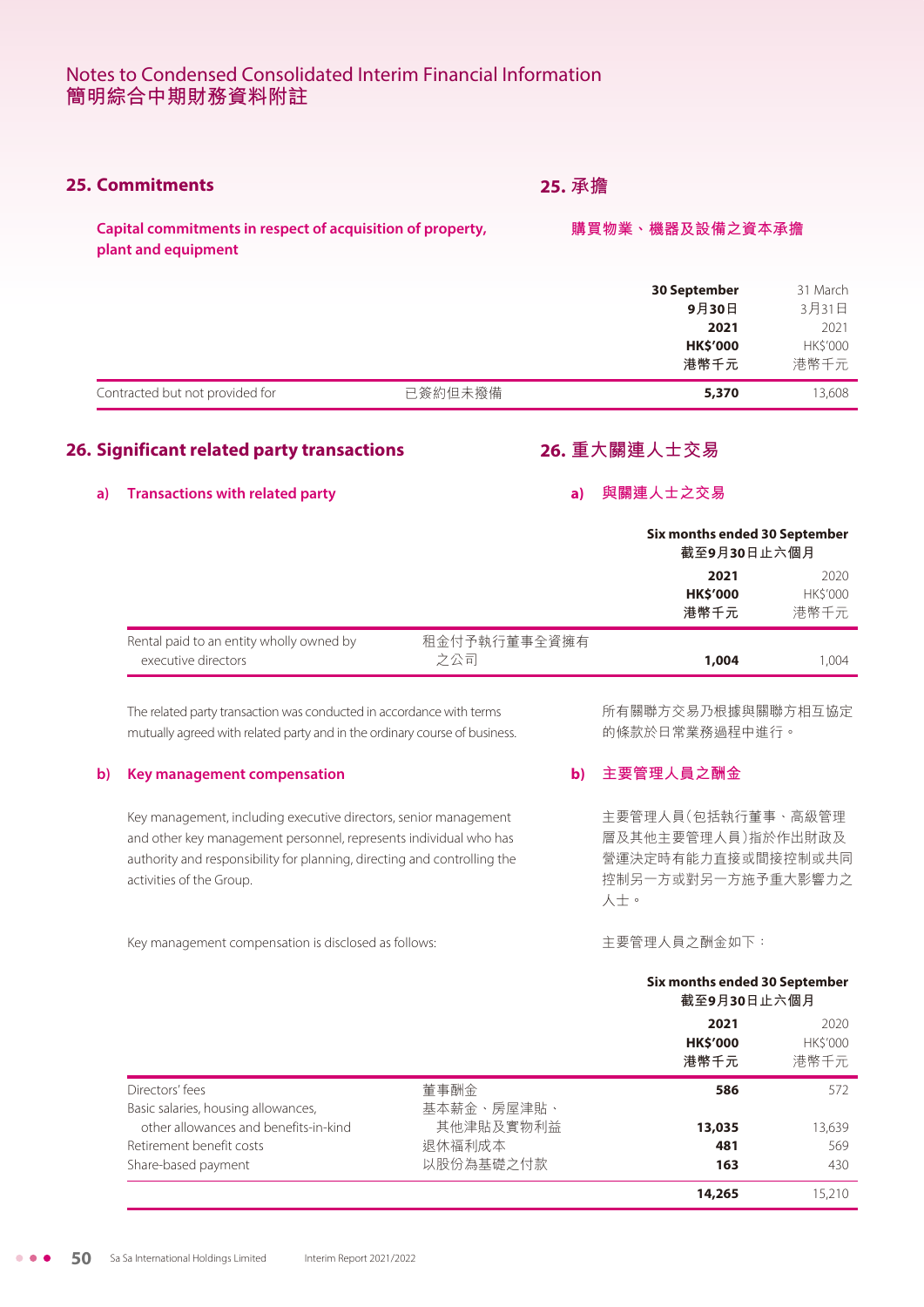# Notes to Condensed Consolidated Interim Financial Information
# 簡明綜合中期財務資料附註

## 25. Commitments

## 25. 承擔

### Capital commitments in respect of acquisition of property, plant and equipment

### 購買物業、機器及設備之資本承擔

| | | 30 September 9月30日 2021 HK$'000 港幣千元 | 31 March 3月31日 2021 HK$'000 港幣千元 |
|---|---|---|---|
| Contracted but not provided for | 已簽約但未撥備 | **5,370** | 13,608 |

## 26. Significant related party transactions

## 26. 重大關連人士交易

### a) Transactions with related party

### a) 與關連人士之交易

| | | Six months ended 30 September 截至9月30日止六個月 | |
|---|---|---|---|
| | | 2021 HK$'000 港幣千元 | 2020 HK$'000 港幣千元 |
| Rental paid to an entity wholly owned by executive directors | 租金付予執行董事全資擁有之公司 | **1,004** | 1,004 |

The related party transaction was conducted in accordance with terms mutually agreed with related party and in the ordinary course of business.

所有關聯方交易乃根據與關聯方相互協定的條款於日常業務過程中進行。

### b) Key management compensation

### b) 主要管理人員之酬金

Key management, including executive directors, senior management and other key management personnel, represents individual who has authority and responsibility for planning, directing and controlling the activities of the Group.

主要管理人員(包括執行董事、高級管理層及其他主要管理人員)指於作出財政及營運決定時有能力直接或間接控制或共同控制另一方或對另一方施予重大影響力之人士。

Key management compensation is disclosed as follows:

主要管理人員之酬金如下:

| | | Six months ended 30 September 截至9月30日止六個月 | |
|---|---|---|---|
| | | 2021 HK$'000 港幣千元 | 2020 HK$'000 港幣千元 |
| Directors' fees | 董事酬金 | **586** | 572 |
| Basic salaries, housing allowances, other allowances and benefits-in-kind | 基本薪金、房屋津貼、其他津貼及實物利益 | **13,035** | 13,639 |
| Retirement benefit costs | 退休福利成本 | **481** | 569 |
| Share-based payment | 以股份為基礎之付款 | **163** | 430 |
| | | **14,265** | 15,210 |